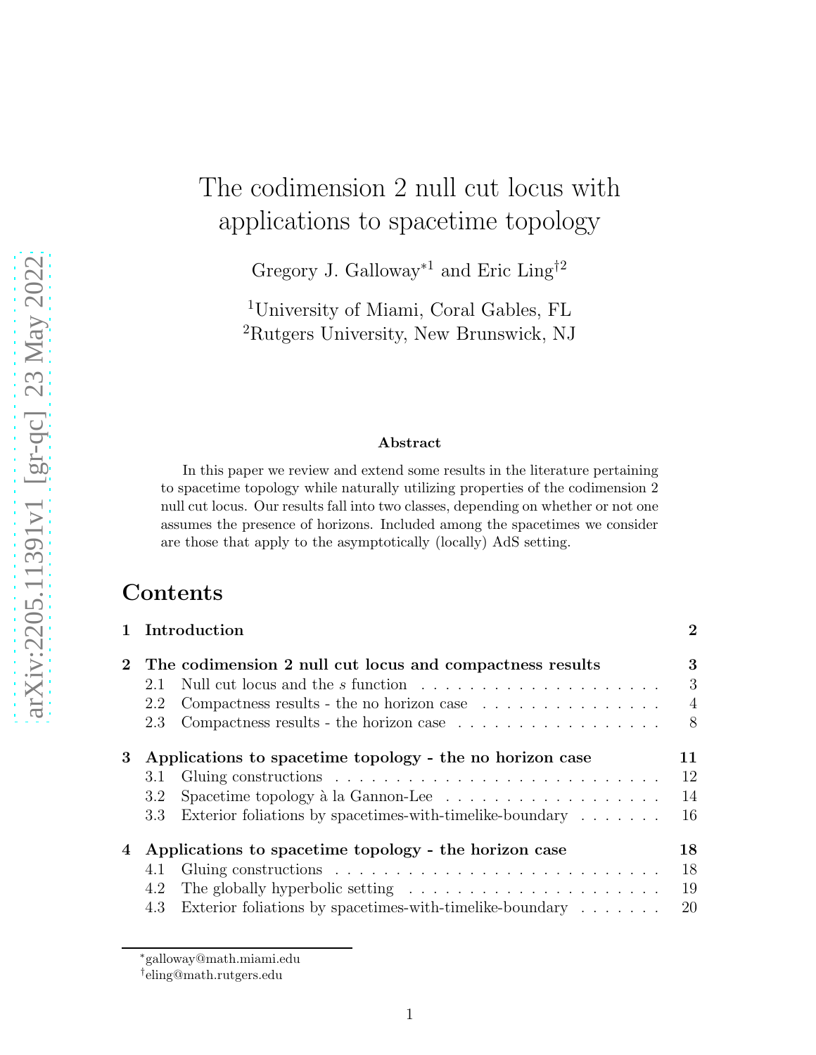# The codimension 2 null cut locus with applications to spacetime topology

Gregory J. Galloway[*1] and Eric Ling[†2]

[1]University of Miami, Coral Gables, FL
[2]Rutgers University, New Brunswick, NJ

### Abstract

In this paper we review and extend some results in the literature pertaining to spacetime topology while naturally utilizing properties of the codimension 2 null cut locus. Our results fall into two classes, depending on whether or not one assumes the presence of horizons. Included among the spacetimes we consider are those that apply to the asymptotically (locally) AdS setting.

## Contents

**1 Introduction** — **2**

**2 The codimension 2 null cut locus and compactness results** — **3**
- 2.1 Null cut locus and the $s$ function — 3
- 2.2 Compactness results - the no horizon case — 4
- 2.3 Compactness results - the horizon case — 8

**3 Applications to spacetime topology - the no horizon case** — **11**
- 3.1 Gluing constructions — 12
- 3.2 Spacetime topology à la Gannon-Lee — 14
- 3.3 Exterior foliations by spacetimes-with-timelike-boundary — 16

**4 Applications to spacetime topology - the horizon case** — **18**
- 4.1 Gluing constructions — 18
- 4.2 The globally hyperbolic setting — 19
- 4.3 Exterior foliations by spacetimes-with-timelike-boundary — 20

---

[*]galloway@math.miami.edu
[†]eling@math.rutgers.edu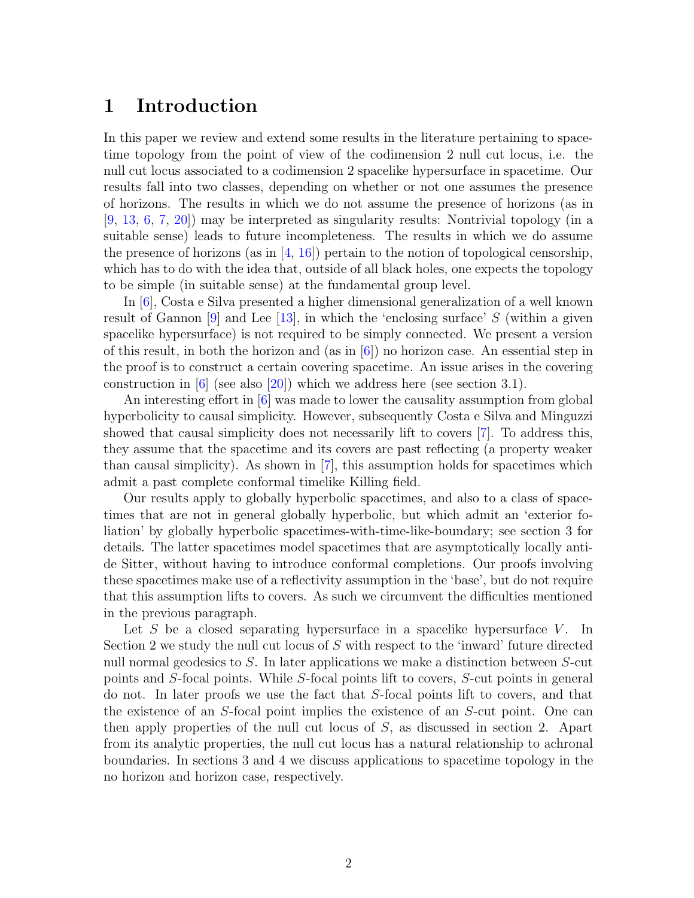# 1 Introduction

In this paper we review and extend some results in the literature pertaining to spacetime topology from the point of view of the codimension 2 null cut locus, i.e. the null cut locus associated to a codimension 2 spacelike hypersurface in spacetime. Our results fall into two classes, depending on whether or not one assumes the presence of horizons. The results in which we do not assume the presence of horizons (as in [9, 13, 6, 7, 20]) may be interpreted as singularity results: Nontrivial topology (in a suitable sense) leads to future incompleteness. The results in which we do assume the presence of horizons (as in [4, 16]) pertain to the notion of topological censorship, which has to do with the idea that, outside of all black holes, one expects the topology to be simple (in suitable sense) at the fundamental group level.

In [6], Costa e Silva presented a higher dimensional generalization of a well known result of Gannon [9] and Lee [13], in which the 'enclosing surface' $S$ (within a given spacelike hypersurface) is not required to be simply connected. We present a version of this result, in both the horizon and (as in [6]) no horizon case. An essential step in the proof is to construct a certain covering spacetime. An issue arises in the covering construction in [6] (see also [20]) which we address here (see section 3.1).

An interesting effort in [6] was made to lower the causality assumption from global hyperbolicity to causal simplicity. However, subsequently Costa e Silva and Minguzzi showed that causal simplicity does not necessarily lift to covers [7]. To address this, they assume that the spacetime and its covers are past reflecting (a property weaker than causal simplicity). As shown in [7], this assumption holds for spacetimes which admit a past complete conformal timelike Killing field.

Our results apply to globally hyperbolic spacetimes, and also to a class of spacetimes that are not in general globally hyperbolic, but which admit an 'exterior foliation' by globally hyperbolic spacetimes-with-time-like-boundary; see section 3 for details. The latter spacetimes model spacetimes that are asymptotically locally anti-de Sitter, without having to introduce conformal completions. Our proofs involving these spacetimes make use of a reflectivity assumption in the 'base', but do not require that this assumption lifts to covers. As such we circumvent the difficulties mentioned in the previous paragraph.

Let $S$ be a closed separating hypersurface in a spacelike hypersurface $V$. In Section 2 we study the null cut locus of $S$ with respect to the 'inward' future directed null normal geodesics to $S$. In later applications we make a distinction between $S$-cut points and $S$-focal points. While $S$-focal points lift to covers, $S$-cut points in general do not. In later proofs we use the fact that $S$-focal points lift to covers, and that the existence of an $S$-focal point implies the existence of an $S$-cut point. One can then apply properties of the null cut locus of $S$, as discussed in section 2. Apart from its analytic properties, the null cut locus has a natural relationship to achronal boundaries. In sections 3 and 4 we discuss applications to spacetime topology in the no horizon and horizon case, respectively.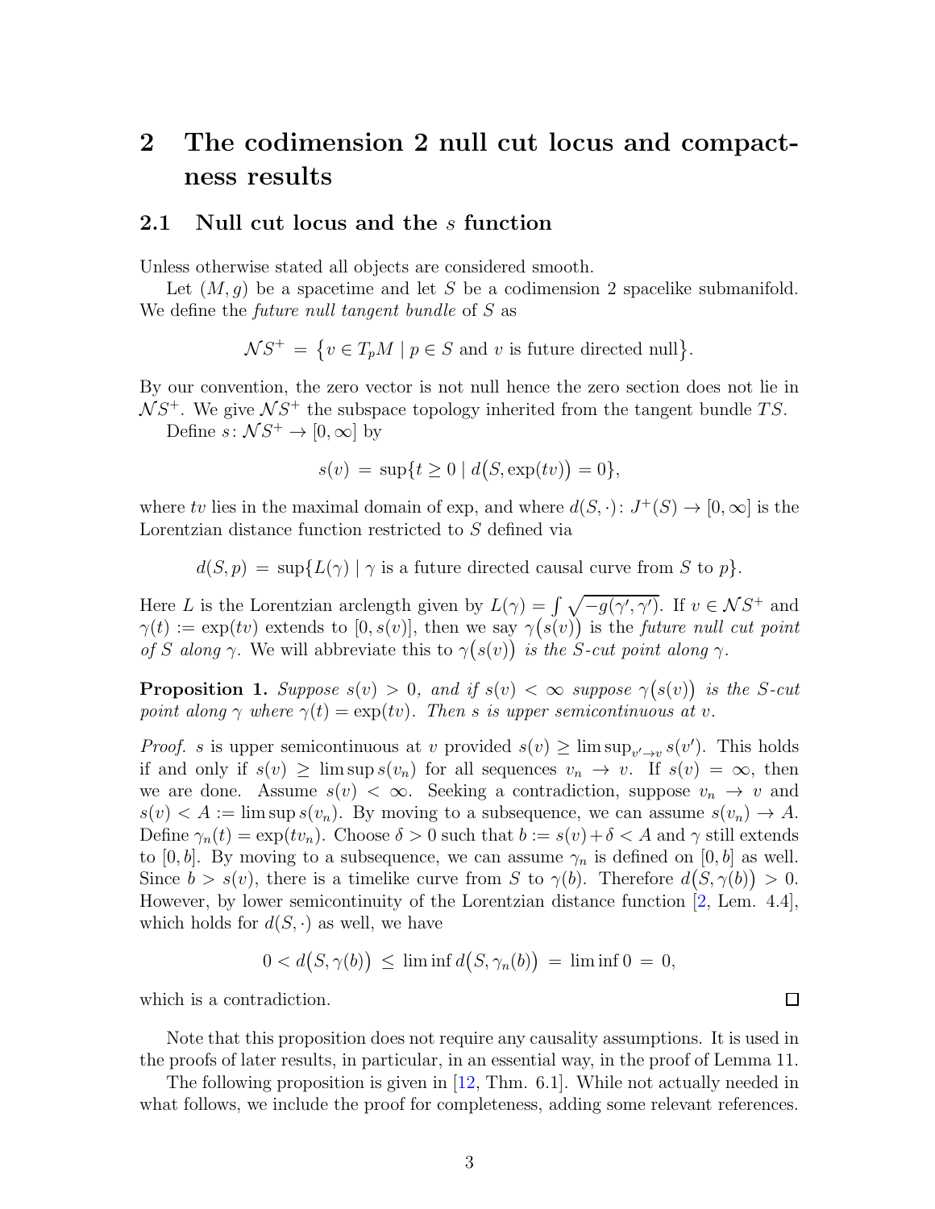# 2 The codimension 2 null cut locus and compactness results

## 2.1 Null cut locus and the $s$ function

Unless otherwise stated all objects are considered smooth.

Let $(M, g)$ be a spacetime and let $S$ be a codimension 2 spacelike submanifold. We define the *future null tangent bundle* of $S$ as

$$\mathcal{N}S^+ \,=\, \big\{v \in T_pM \mid p \in S \text{ and } v \text{ is future directed null}\big\}.$$

By our convention, the zero vector is not null hence the zero section does not lie in $\mathcal{N}S^+$. We give $\mathcal{N}S^+$ the subspace topology inherited from the tangent bundle $TS$.

Define $s\colon \mathcal{N}S^+ \to [0, \infty]$ by

$$s(v) \,=\, \sup\{t \geq 0 \mid d\big(S, \exp(tv)\big) = 0\},$$

where $tv$ lies in the maximal domain of exp, and where $d(S, \cdot)\colon J^+(S) \to [0, \infty]$ is the Lorentzian distance function restricted to $S$ defined via

$$d(S, p) \,=\, \sup\{L(\gamma) \mid \gamma \text{ is a future directed causal curve from } S \text{ to } p\}.$$

Here $L$ is the Lorentzian arclength given by $L(\gamma) = \int \sqrt{-g(\gamma', \gamma')}$. If $v \in \mathcal{N}S^+$ and $\gamma(t) := \exp(tv)$ extends to $[0, s(v)]$, then we say $\gamma\big(s(v)\big)$ is the *future null cut point of $S$ along $\gamma$*. We will abbreviate this to $\gamma\big(s(v)\big)$ *is the $S$-cut point along $\gamma$*.

**Proposition 1.** *Suppose $s(v) > 0$, and if $s(v) < \infty$ suppose $\gamma\big(s(v)\big)$ is the $S$-cut point along $\gamma$ where $\gamma(t) = \exp(tv)$. Then $s$ is upper semicontinuous at $v$.*

*Proof.* $s$ is upper semicontinuous at $v$ provided $s(v) \geq \limsup_{v' \to v} s(v')$. This holds if and only if $s(v) \geq \limsup s(v_n)$ for all sequences $v_n \to v$. If $s(v) = \infty$, then we are done. Assume $s(v) < \infty$. Seeking a contradiction, suppose $v_n \to v$ and $s(v) < A := \limsup s(v_n)$. By moving to a subsequence, we can assume $s(v_n) \to A$. Define $\gamma_n(t) = \exp(tv_n)$. Choose $\delta > 0$ such that $b := s(v) + \delta < A$ and $\gamma$ still extends to $[0, b]$. By moving to a subsequence, we can assume $\gamma_n$ is defined on $[0, b]$ as well. Since $b > s(v)$, there is a timelike curve from $S$ to $\gamma(b)$. Therefore $d\big(S, \gamma(b)\big) > 0$. However, by lower semicontinuity of the Lorentzian distance function [2, Lem. 4.4], which holds for $d(S, \cdot)$ as well, we have

$$0 < d\big(S, \gamma(b)\big) \,\leq\, \liminf d\big(S, \gamma_n(b)\big) \,=\, \liminf 0 \,=\, 0,$$

which is a contradiction. $\square$

Note that this proposition does not require any causality assumptions. It is used in the proofs of later results, in particular, in an essential way, in the proof of Lemma 11.

The following proposition is given in [12, Thm. 6.1]. While not actually needed in what follows, we include the proof for completeness, adding some relevant references.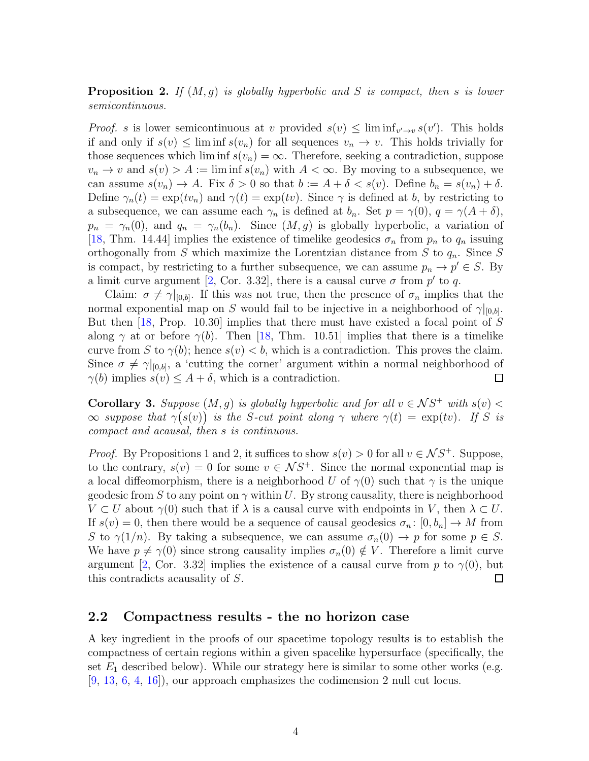**Proposition 2.** *If $(M, g)$ is globally hyperbolic and $S$ is compact, then $s$ is lower semicontinuous.*

*Proof.* $s$ is lower semicontinuous at $v$ provided $s(v) \leq \liminf_{v' \to v} s(v')$. This holds if and only if $s(v) \leq \liminf s(v_n)$ for all sequences $v_n \to v$. This holds trivially for those sequences which $\liminf s(v_n) = \infty$. Therefore, seeking a contradiction, suppose $v_n \to v$ and $s(v) > A := \liminf s(v_n)$ with $A < \infty$. By moving to a subsequence, we can assume $s(v_n) \to A$. Fix $\delta > 0$ so that $b := A + \delta < s(v)$. Define $b_n = s(v_n) + \delta$. Define $\gamma_n(t) = \exp(tv_n)$ and $\gamma(t) = \exp(tv)$. Since $\gamma$ is defined at $b$, by restricting to a subsequence, we can assume each $\gamma_n$ is defined at $b_n$. Set $p = \gamma(0)$, $q = \gamma(A + \delta)$, $p_n = \gamma_n(0)$, and $q_n = \gamma_n(b_n)$. Since $(M, g)$ is globally hyperbolic, a variation of [18, Thm. 14.44] implies the existence of timelike geodesics $\sigma_n$ from $p_n$ to $q_n$ issuing orthogonally from $S$ which maximize the Lorentzian distance from $S$ to $q_n$. Since $S$ is compact, by restricting to a further subsequence, we can assume $p_n \to p' \in S$. By a limit curve argument [2, Cor. 3.32], there is a causal curve $\sigma$ from $p'$ to $q$.

Claim: $\sigma \neq \gamma|_{[0,b]}$. If this was not true, then the presence of $\sigma_n$ implies that the normal exponential map on $S$ would fail to be injective in a neighborhood of $\gamma|_{[0,b]}$. But then [18, Prop. 10.30] implies that there must have existed a focal point of $S$ along $\gamma$ at or before $\gamma(b)$. Then [18, Thm. 10.51] implies that there is a timelike curve from $S$ to $\gamma(b)$; hence $s(v) < b$, which is a contradiction. This proves the claim. Since $\sigma \neq \gamma|_{[0,b]}$, a 'cutting the corner' argument within a normal neighborhood of $\gamma(b)$ implies $s(v) \leq A + \delta$, which is a contradiction. $\square$

**Corollary 3.** *Suppose $(M, g)$ is globally hyperbolic and for all $v \in \mathcal{N}S^+$ with $s(v) < \infty$ suppose that $\gamma\big(s(v)\big)$ is the $S$-cut point along $\gamma$ where $\gamma(t) = \exp(tv)$. If $S$ is compact and acausal, then $s$ is continuous.*

*Proof.* By Propositions 1 and 2, it suffices to show $s(v) > 0$ for all $v \in \mathcal{N}S^+$. Suppose, to the contrary, $s(v) = 0$ for some $v \in \mathcal{N}S^+$. Since the normal exponential map is a local diffeomorphism, there is a neighborhood $U$ of $\gamma(0)$ such that $\gamma$ is the unique geodesic from $S$ to any point on $\gamma$ within $U$. By strong causality, there is neighborhood $V \subset U$ about $\gamma(0)$ such that if $\lambda$ is a causal curve with endpoints in $V$, then $\lambda \subset U$. If $s(v) = 0$, then there would be a sequence of causal geodesics $\sigma_n \colon [0, b_n] \to M$ from $S$ to $\gamma(1/n)$. By taking a subsequence, we can assume $\sigma_n(0) \to p$ for some $p \in S$. We have $p \neq \gamma(0)$ since strong causality implies $\sigma_n(0) \notin V$. Therefore a limit curve argument [2, Cor. 3.32] implies the existence of a causal curve from $p$ to $\gamma(0)$, but this contradicts acausality of $S$. $\square$

## 2.2 Compactness results - the no horizon case

A key ingredient in the proofs of our spacetime topology results is to establish the compactness of certain regions within a given spacelike hypersurface (specifically, the set $E_1$ described below). While our strategy here is similar to some other works (e.g. [9, 13, 6, 4, 16]), our approach emphasizes the codimension 2 null cut locus.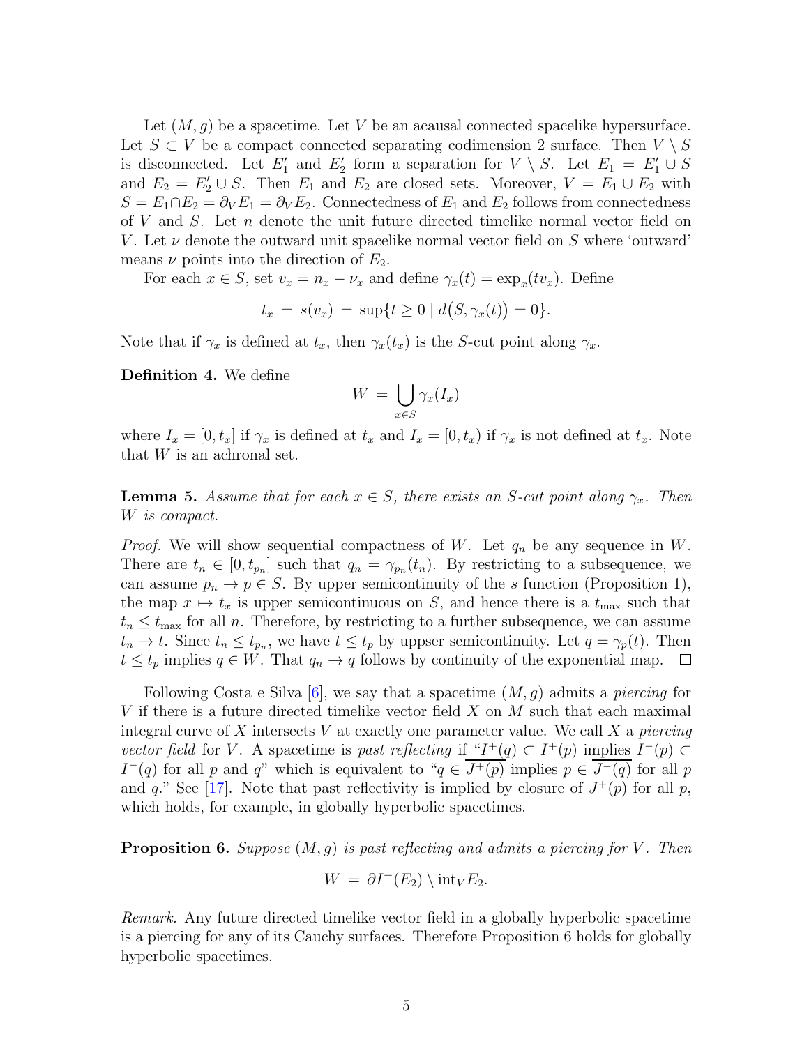Let $(M, g)$ be a spacetime. Let $V$ be an acausal connected spacelike hypersurface. Let $S \subset V$ be a compact connected separating codimension 2 surface. Then $V \setminus S$ is disconnected. Let $E_1'$ and $E_2'$ form a separation for $V \setminus S$. Let $E_1 = E_1' \cup S$ and $E_2 = E_2' \cup S$. Then $E_1$ and $E_2$ are closed sets. Moreover, $V = E_1 \cup E_2$ with $S = E_1 \cap E_2 = \partial_V E_1 = \partial_V E_2$. Connectedness of $E_1$ and $E_2$ follows from connectedness of $V$ and $S$. Let $n$ denote the unit future directed timelike normal vector field on $V$. Let $\nu$ denote the outward unit spacelike normal vector field on $S$ where 'outward' means $\nu$ points into the direction of $E_2$.

For each $x \in S$, set $v_x = n_x - \nu_x$ and define $\gamma_x(t) = \exp_x(tv_x)$. Define

$$t_x \,=\, s(v_x) \,=\, \sup\{t \geq 0 \mid d\big(S, \gamma_x(t)\big) = 0\}.$$

Note that if $\gamma_x$ is defined at $t_x$, then $\gamma_x(t_x)$ is the $S$-cut point along $\gamma_x$.

**Definition 4.** We define

$$W \,=\, \bigcup_{x \in S} \gamma_x(I_x)$$

where $I_x = [0, t_x]$ if $\gamma_x$ is defined at $t_x$ and $I_x = [0, t_x)$ if $\gamma_x$ is not defined at $t_x$. Note that $W$ is an achronal set.

**Lemma 5.** *Assume that for each $x \in S$, there exists an $S$-cut point along $\gamma_x$. Then $W$ is compact.*

*Proof.* We will show sequential compactness of $W$. Let $q_n$ be any sequence in $W$. There are $t_n \in [0, t_{p_n}]$ such that $q_n = \gamma_{p_n}(t_n)$. By restricting to a subsequence, we can assume $p_n \to p \in S$. By upper semicontinuity of the $s$ function (Proposition 1), the map $x \mapsto t_x$ is upper semicontinuous on $S$, and hence there is a $t_{\max}$ such that $t_n \leq t_{\max}$ for all $n$. Therefore, by restricting to a further subsequence, we can assume $t_n \to t$. Since $t_n \leq t_{p_n}$, we have $t \leq t_p$ by uppser semicontinuity. Let $q = \gamma_p(t)$. Then $t \leq t_p$ implies $q \in W$. That $q_n \to q$ follows by continuity of the exponential map. $\square$

Following Costa e Silva [6], we say that a spacetime $(M, g)$ admits a *piercing* for $V$ if there is a future directed timelike vector field $X$ on $M$ such that each maximal integral curve of $X$ intersects $V$ at exactly one parameter value. We call $X$ a *piercing vector field* for $V$. A spacetime is *past reflecting* if "$I^+(q) \subset I^+(p)$ implies $I^-(p) \subset I^-(q)$ for all $p$ and $q$" which is equivalent to "$q \in \overline{J^+(p)}$ implies $p \in \overline{J^-(q)}$ for all $p$ and $q$." See [17]. Note that past reflectivity is implied by closure of $J^+(p)$ for all $p$, which holds, for example, in globally hyperbolic spacetimes.

**Proposition 6.** *Suppose $(M, g)$ is past reflecting and admits a piercing for $V$. Then*

$$W \,=\, \partial I^+(E_2) \setminus \text{int}_V E_2.$$

*Remark.* Any future directed timelike vector field in a globally hyperbolic spacetime is a piercing for any of its Cauchy surfaces. Therefore Proposition 6 holds for globally hyperbolic spacetimes.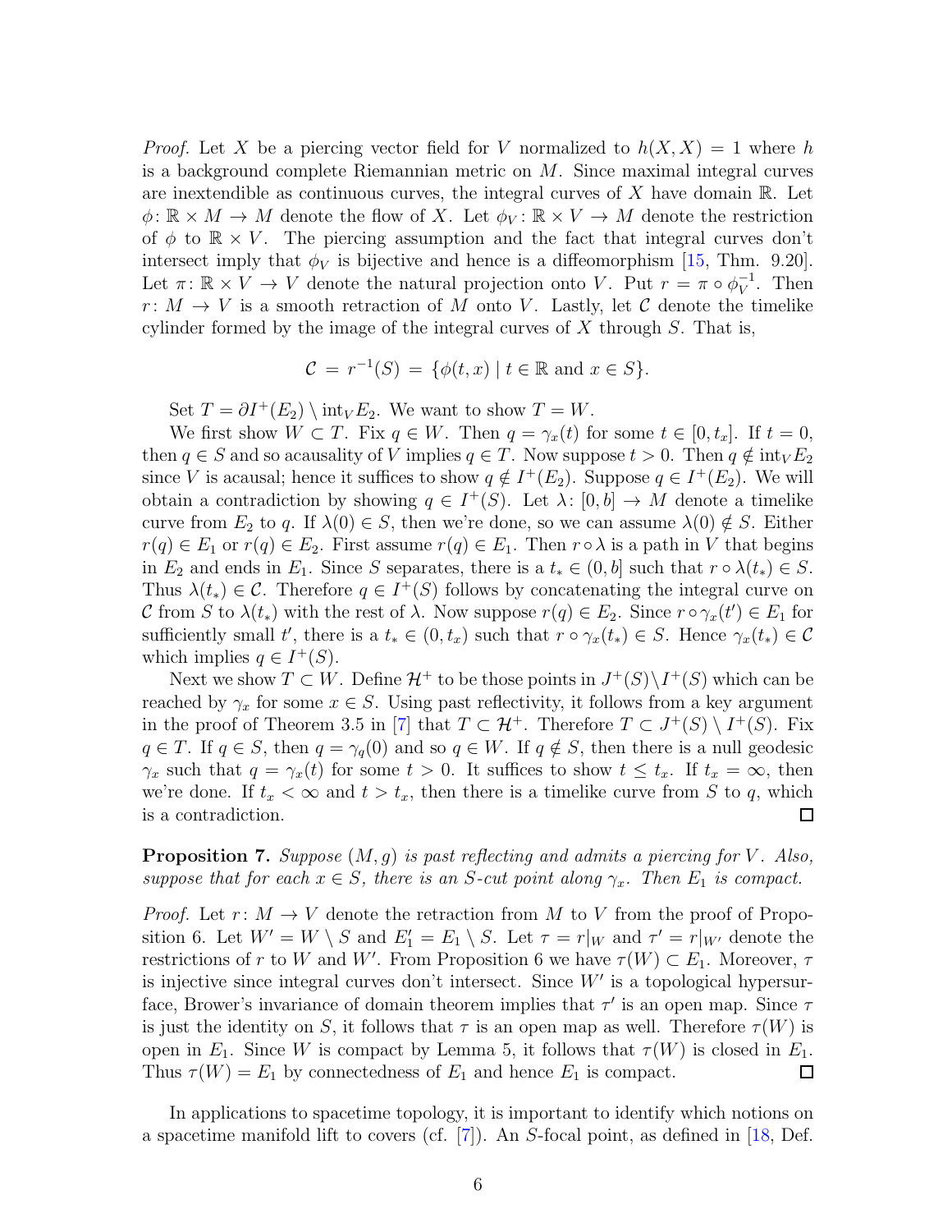*Proof.* Let $X$ be a piercing vector field for $V$ normalized to $h(X, X) = 1$ where $h$ is a background complete Riemannian metric on $M$. Since maximal integral curves are inextendible as continuous curves, the integral curves of $X$ have domain $\mathbb{R}$. Let $\phi\colon \mathbb{R} \times M \to M$ denote the flow of $X$. Let $\phi_V\colon \mathbb{R} \times V \to M$ denote the restriction of $\phi$ to $\mathbb{R} \times V$. The piercing assumption and the fact that integral curves don't intersect imply that $\phi_V$ is bijective and hence is a diffeomorphism [15, Thm. 9.20]. Let $\pi\colon \mathbb{R} \times V \to V$ denote the natural projection onto $V$. Put $r = \pi \circ \phi_V^{-1}$. Then $r\colon M \to V$ is a smooth retraction of $M$ onto $V$. Lastly, let $\mathcal{C}$ denote the timelike cylinder formed by the image of the integral curves of $X$ through $S$. That is,

$$\mathcal{C} \,=\, r^{-1}(S) \,=\, \{\phi(t, x) \mid t \in \mathbb{R} \text{ and } x \in S\}.$$

Set $T = \partial I^+(E_2) \setminus \text{int}_V E_2$. We want to show $T = W$.

We first show $W \subset T$. Fix $q \in W$. Then $q = \gamma_x(t)$ for some $t \in [0, t_x]$. If $t = 0$, then $q \in S$ and so acausality of $V$ implies $q \in T$. Now suppose $t > 0$. Then $q \notin \text{int}_V E_2$ since $V$ is acausal; hence it suffices to show $q \notin I^+(E_2)$. Suppose $q \in I^+(E_2)$. We will obtain a contradiction by showing $q \in I^+(S)$. Let $\lambda\colon [0, b] \to M$ denote a timelike curve from $E_2$ to $q$. If $\lambda(0) \in S$, then we're done, so we can assume $\lambda(0) \notin S$. Either $r(q) \in E_1$ or $r(q) \in E_2$. First assume $r(q) \in E_1$. Then $r \circ \lambda$ is a path in $V$ that begins in $E_2$ and ends in $E_1$. Since $S$ separates, there is a $t_* \in (0, b]$ such that $r \circ \lambda(t_*) \in S$. Thus $\lambda(t_*) \in \mathcal{C}$. Therefore $q \in I^+(S)$ follows by concatenating the integral curve on $\mathcal{C}$ from $S$ to $\lambda(t_*)$ with the rest of $\lambda$. Now suppose $r(q) \in E_2$. Since $r \circ \gamma_x(t') \in E_1$ for sufficiently small $t'$, there is a $t_* \in (0, t_x)$ such that $r \circ \gamma_x(t_*) \in S$. Hence $\gamma_x(t_*) \in \mathcal{C}$ which implies $q \in I^+(S)$.

Next we show $T \subset W$. Define $\mathcal{H}^+$ to be those points in $J^+(S)\setminus I^+(S)$ which can be reached by $\gamma_x$ for some $x \in S$. Using past reflectivity, it follows from a key argument in the proof of Theorem 3.5 in [7] that $T \subset \mathcal{H}^+$. Therefore $T \subset J^+(S) \setminus I^+(S)$. Fix $q \in T$. If $q \in S$, then $q = \gamma_q(0)$ and so $q \in W$. If $q \notin S$, then there is a null geodesic $\gamma_x$ such that $q = \gamma_x(t)$ for some $t > 0$. It suffices to show $t \leq t_x$. If $t_x = \infty$, then we're done. If $t_x < \infty$ and $t > t_x$, then there is a timelike curve from $S$ to $q$, which is a contradiction. □

**Proposition 7.** *Suppose $(M, g)$ is past reflecting and admits a piercing for $V$. Also, suppose that for each $x \in S$, there is an $S$-cut point along $\gamma_x$. Then $E_1$ is compact.*

*Proof.* Let $r\colon M \to V$ denote the retraction from $M$ to $V$ from the proof of Proposition 6. Let $W' = W \setminus S$ and $E_1' = E_1 \setminus S$. Let $\tau = r|_W$ and $\tau' = r|_{W'}$ denote the restrictions of $r$ to $W$ and $W'$. From Proposition 6 we have $\tau(W) \subset E_1$. Moreover, $\tau$ is injective since integral curves don't intersect. Since $W'$ is a topological hypersurface, Brower's invariance of domain theorem implies that $\tau'$ is an open map. Since $\tau$ is just the identity on $S$, it follows that $\tau$ is an open map as well. Therefore $\tau(W)$ is open in $E_1$. Since $W$ is compact by Lemma 5, it follows that $\tau(W)$ is closed in $E_1$. Thus $\tau(W) = E_1$ by connectedness of $E_1$ and hence $E_1$ is compact. □

In applications to spacetime topology, it is important to identify which notions on a spacetime manifold lift to covers (cf. [7]). An $S$-focal point, as defined in [18, Def.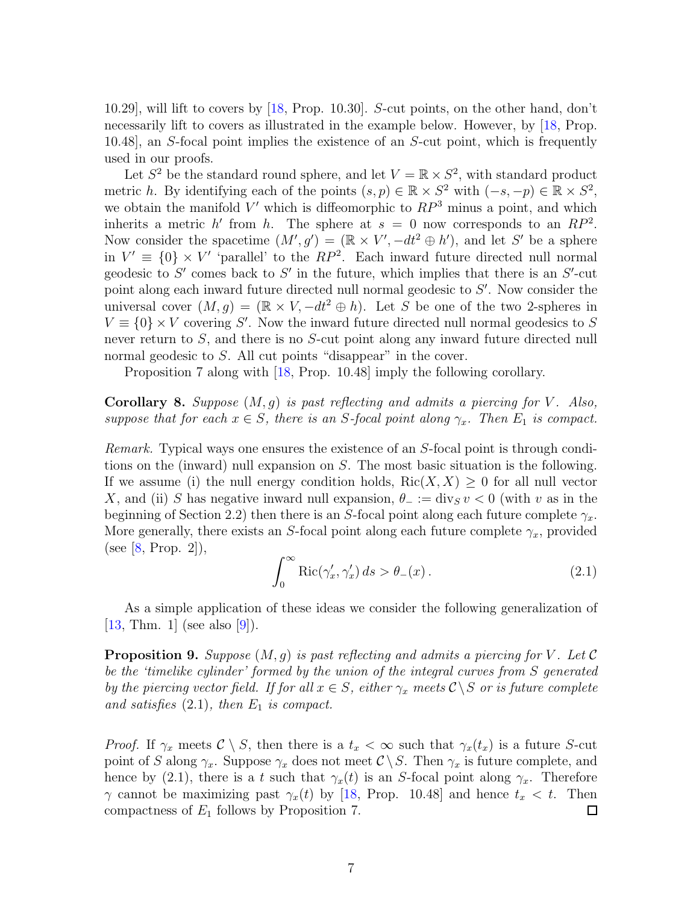10.29], will lift to covers by [18, Prop. 10.30]. $S$-cut points, on the other hand, don't necessarily lift to covers as illustrated in the example below. However, by [18, Prop. 10.48], an $S$-focal point implies the existence of an $S$-cut point, which is frequently used in our proofs.

Let $S^2$ be the standard round sphere, and let $V = \mathbb{R} \times S^2$, with standard product metric $h$. By identifying each of the points $(s, p) \in \mathbb{R} \times S^2$ with $(-s, -p) \in \mathbb{R} \times S^2$, we obtain the manifold $V'$ which is diffeomorphic to $RP^3$ minus a point, and which inherits a metric $h'$ from $h$. The sphere at $s = 0$ now corresponds to an $RP^2$. Now consider the spacetime $(M', g') = (\mathbb{R} \times V', -dt^2 \oplus h')$, and let $S'$ be a sphere in $V' \equiv \{0\} \times V'$ 'parallel' to the $RP^2$. Each inward future directed null normal geodesic to $S'$ comes back to $S'$ in the future, which implies that there is an $S'$-cut point along each inward future directed null normal geodesic to $S'$. Now consider the universal cover $(M, g) = (\mathbb{R} \times V, -dt^2 \oplus h)$. Let $S$ be one of the two 2-spheres in $V \equiv \{0\} \times V$ covering $S'$. Now the inward future directed null normal geodesics to $S$ never return to $S$, and there is no $S$-cut point along any inward future directed null normal geodesic to $S$. All cut points "disappear" in the cover.

Proposition 7 along with [18, Prop. 10.48] imply the following corollary.

**Corollary 8.** *Suppose $(M, g)$ is past reflecting and admits a piercing for $V$. Also, suppose that for each $x \in S$, there is an $S$-focal point along $\gamma_x$. Then $E_1$ is compact.*

*Remark.* Typical ways one ensures the existence of an $S$-focal point is through conditions on the (inward) null expansion on $S$. The most basic situation is the following. If we assume (i) the null energy condition holds, $\mathrm{Ric}(X, X) \geq 0$ for all null vector $X$, and (ii) $S$ has negative inward null expansion, $\theta_- := \mathrm{div}_S\, v < 0$ (with $v$ as in the beginning of Section 2.2) then there is an $S$-focal point along each future complete $\gamma_x$. More generally, there exists an $S$-focal point along each future complete $\gamma_x$, provided (see [8, Prop. 2]),

$$\int_0^\infty \mathrm{Ric}(\gamma_x', \gamma_x')\, ds > \theta_-(x)\,. \tag{2.1}$$

As a simple application of these ideas we consider the following generalization of [13, Thm. 1] (see also [9]).

**Proposition 9.** *Suppose $(M, g)$ is past reflecting and admits a piercing for $V$. Let $\mathcal{C}$ be the 'timelike cylinder' formed by the union of the integral curves from $S$ generated by the piercing vector field. If for all $x \in S$, either $\gamma_x$ meets $\mathcal{C} \setminus S$ or is future complete and satisfies* (2.1)*, then $E_1$ is compact.*

*Proof.* If $\gamma_x$ meets $\mathcal{C} \setminus S$, then there is a $t_x < \infty$ such that $\gamma_x(t_x)$ is a future $S$-cut point of $S$ along $\gamma_x$. Suppose $\gamma_x$ does not meet $\mathcal{C} \setminus S$. Then $\gamma_x$ is future complete, and hence by (2.1), there is a $t$ such that $\gamma_x(t)$ is an $S$-focal point along $\gamma_x$. Therefore $\gamma$ cannot be maximizing past $\gamma_x(t)$ by [18, Prop. 10.48] and hence $t_x < t$. Then compactness of $E_1$ follows by Proposition 7. $\square$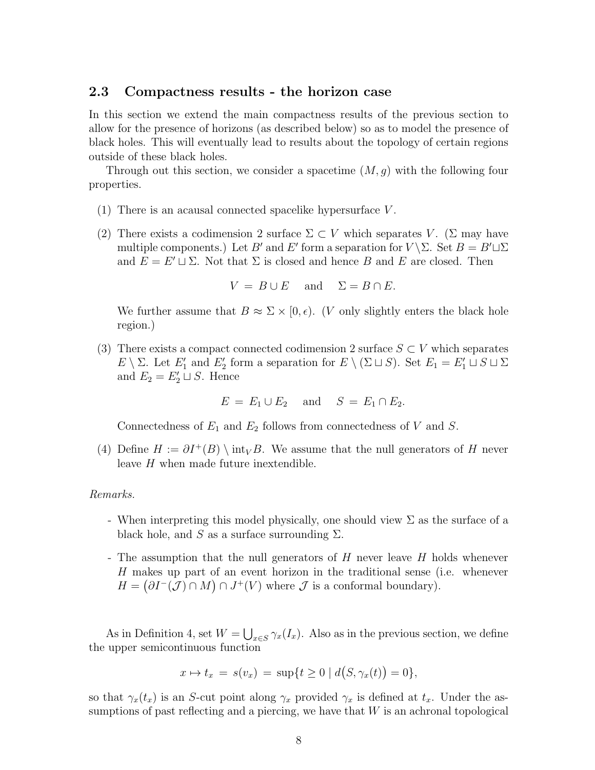### 2.3 Compactness results - the horizon case

In this section we extend the main compactness results of the previous section to allow for the presence of horizons (as described below) so as to model the presence of black holes. This will eventually lead to results about the topology of certain regions outside of these black holes.

Through out this section, we consider a spacetime $(M, g)$ with the following four properties.

(1) There is an acausal connected spacelike hypersurface $V$.

(2) There exists a codimension 2 surface $\Sigma \subset V$ which separates $V$. ($\Sigma$ may have multiple components.) Let $B'$ and $E'$ form a separation for $V \setminus \Sigma$. Set $B = B' \sqcup \Sigma$ and $E = E' \sqcup \Sigma$. Not that $\Sigma$ is closed and hence $B$ and $E$ are closed. Then

$$V \,=\, B \cup E \quad \text{ and } \quad \Sigma = B \cap E.$$

We further assume that $B \approx \Sigma \times [0, \epsilon)$. ($V$ only slightly enters the black hole region.)

(3) There exists a compact connected codimension 2 surface $S \subset V$ which separates $E \setminus \Sigma$. Let $E_1'$ and $E_2'$ form a separation for $E \setminus (\Sigma \sqcup S)$. Set $E_1 = E_1' \sqcup S \sqcup \Sigma$ and $E_2 = E_2' \sqcup S$. Hence

$$E \,=\, E_1 \cup E_2 \quad \text{ and } \quad S \,=\, E_1 \cap E_2.$$

Connectedness of $E_1$ and $E_2$ follows from connectedness of $V$ and $S$.

(4) Define $H := \partial I^+(B) \setminus \text{int}_V B$. We assume that the null generators of $H$ never leave $H$ when made future inextendible.

*Remarks.*

- When interpreting this model physically, one should view $\Sigma$ as the surface of a black hole, and $S$ as a surface surrounding $\Sigma$.
- The assumption that the null generators of $H$ never leave $H$ holds whenever $H$ makes up part of an event horizon in the traditional sense (i.e. whenever $H = \big(\partial I^-(\mathscr{J}) \cap M\big) \cap J^+(V)$ where $\mathscr{J}$ is a conformal boundary).

As in Definition 4, set $W = \bigcup_{x \in S} \gamma_x(I_x)$. Also as in the previous section, we define the upper semicontinuous function

$$x \mapsto t_x \,=\, s(v_x) \,=\, \sup\{t \geq 0 \mid d\big(S, \gamma_x(t)\big) = 0\},$$

so that $\gamma_x(t_x)$ is an $S$-cut point along $\gamma_x$ provided $\gamma_x$ is defined at $t_x$. Under the assumptions of past reflecting and a piercing, we have that $W$ is an achronal topological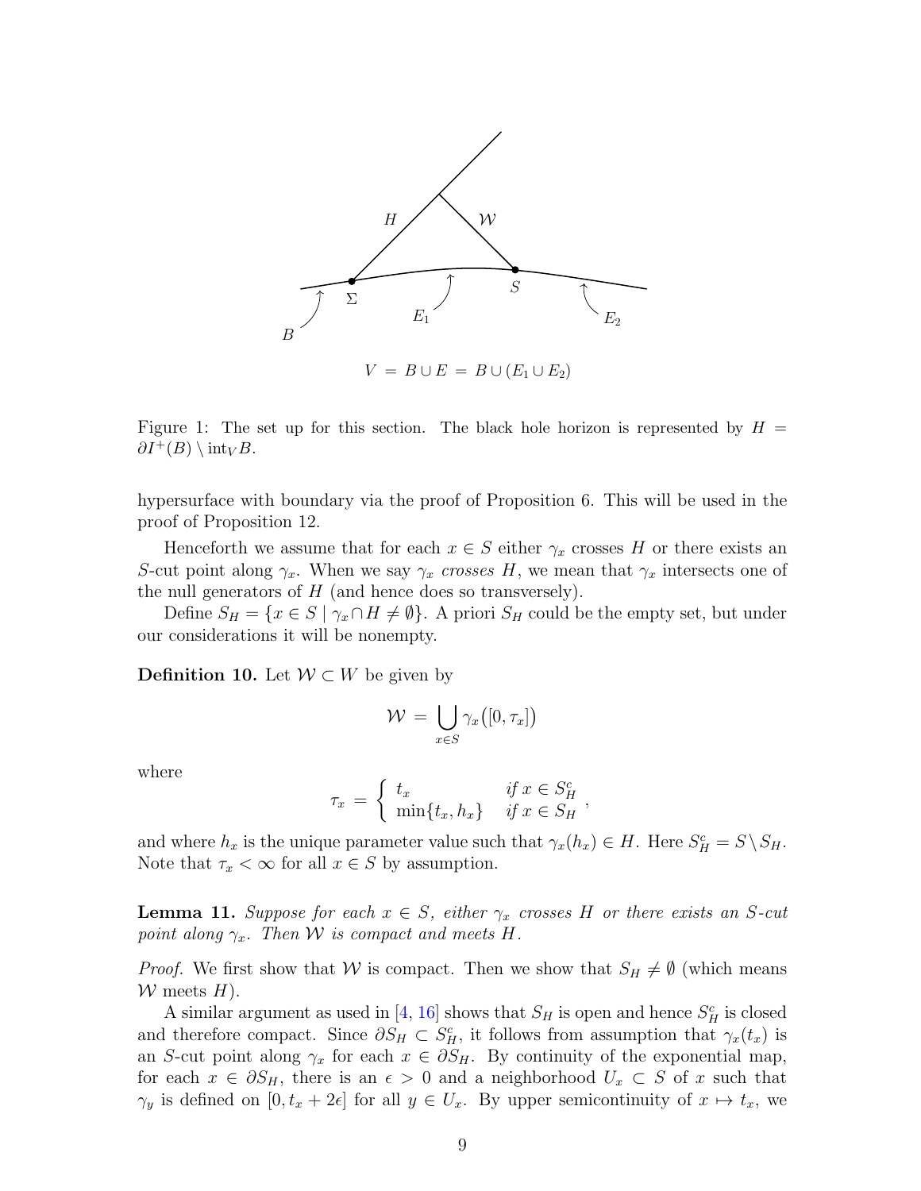$$V = B \cup E = B \cup (E_1 \cup E_2)$$

Figure 1: The set up for this section. The black hole horizon is represented by $H = \partial I^+(B) \setminus \text{int}_V B$.

hypersurface with boundary via the proof of Proposition 6. This will be used in the proof of Proposition 12.

Henceforth we assume that for each $x \in S$ either $\gamma_x$ crosses $H$ or there exists an $S$-cut point along $\gamma_x$. When we say $\gamma_x$ *crosses* $H$, we mean that $\gamma_x$ intersects one of the null generators of $H$ (and hence does so transversely).

Define $S_H = \{x \in S \mid \gamma_x \cap H \neq \emptyset\}$. A priori $S_H$ could be the empty set, but under our considerations it will be nonempty.

**Definition 10.** Let $\mathcal{W} \subset W$ be given by

$$\mathcal{W} = \bigcup_{x \in S} \gamma_x\big([0, \tau_x]\big)$$

where

$$\tau_x = \begin{cases} t_x & \text{if } x \in S_H^c \\ \min\{t_x, h_x\} & \text{if } x \in S_H \end{cases},$$

and where $h_x$ is the unique parameter value such that $\gamma_x(h_x) \in H$. Here $S_H^c = S \setminus S_H$. Note that $\tau_x < \infty$ for all $x \in S$ by assumption.

**Lemma 11.** *Suppose for each $x \in S$, either $\gamma_x$ crosses $H$ or there exists an $S$-cut point along $\gamma_x$. Then $\mathcal{W}$ is compact and meets $H$.*

*Proof.* We first show that $\mathcal{W}$ is compact. Then we show that $S_H \neq \emptyset$ (which means $\mathcal{W}$ meets $H$).

A similar argument as used in [4, 16] shows that $S_H$ is open and hence $S_H^c$ is closed and therefore compact. Since $\partial S_H \subset S_H^c$, it follows from assumption that $\gamma_x(t_x)$ is an $S$-cut point along $\gamma_x$ for each $x \in \partial S_H$. By continuity of the exponential map, for each $x \in \partial S_H$, there is an $\epsilon > 0$ and a neighborhood $U_x \subset S$ of $x$ such that $\gamma_y$ is defined on $[0, t_x + 2\epsilon]$ for all $y \in U_x$. By upper semicontinuity of $x \mapsto t_x$, we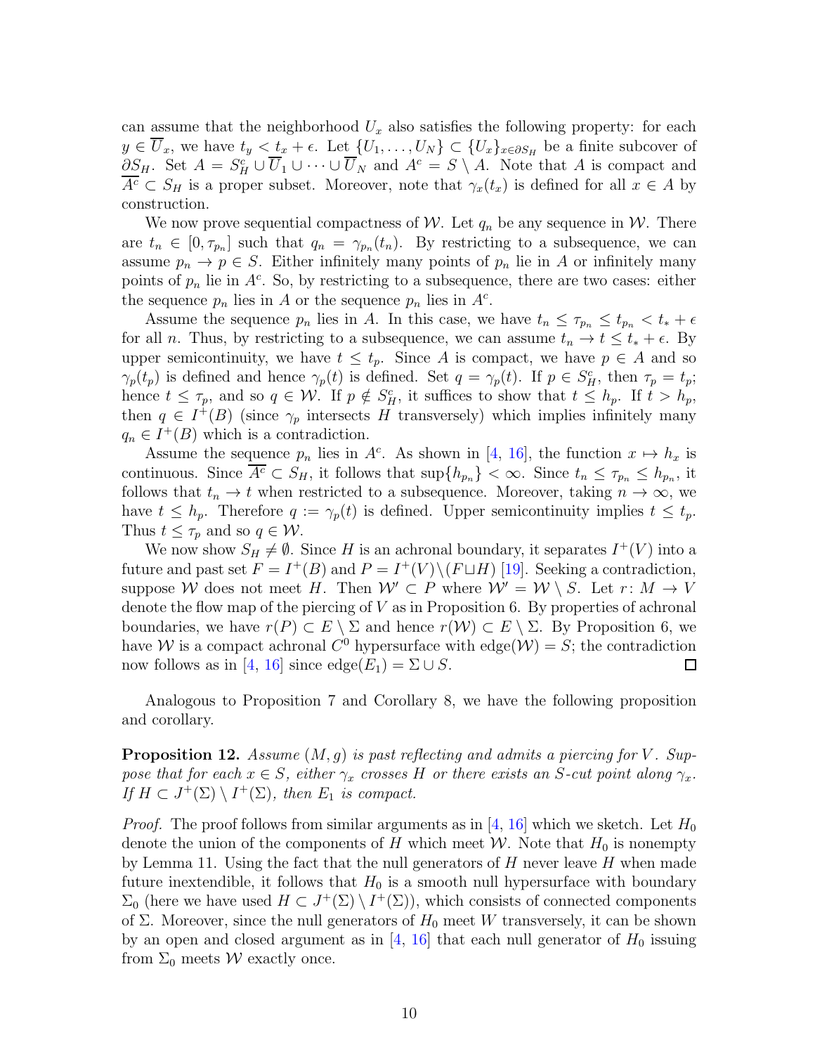can assume that the neighborhood $U_x$ also satisfies the following property: for each $y \in \overline{U}_x$, we have $t_y < t_x + \epsilon$. Let $\{U_1, \dots, U_N\} \subset \{U_x\}_{x \in \partial S_H}$ be a finite subcover of $\partial S_H$. Set $A = S_H^c \cup \overline{U}_1 \cup \dots \cup \overline{U}_N$ and $A^c = S \setminus A$. Note that $A$ is compact and $\overline{A^c} \subset S_H$ is a proper subset. Moreover, note that $\gamma_x(t_x)$ is defined for all $x \in A$ by construction.

We now prove sequential compactness of $\mathcal{W}$. Let $q_n$ be any sequence in $\mathcal{W}$. There are $t_n \in [0, \tau_{p_n}]$ such that $q_n = \gamma_{p_n}(t_n)$. By restricting to a subsequence, we can assume $p_n \to p \in S$. Either infinitely many points of $p_n$ lie in $A$ or infinitely many points of $p_n$ lie in $A^c$. So, by restricting to a subsequence, there are two cases: either the sequence $p_n$ lies in $A$ or the sequence $p_n$ lies in $A^c$.

Assume the sequence $p_n$ lies in $A$. In this case, we have $t_n \le \tau_{p_n} \le t_{p_n} < t_* + \epsilon$ for all $n$. Thus, by restricting to a subsequence, we can assume $t_n \to t \le t_* + \epsilon$. By upper semicontinuity, we have $t \le t_p$. Since $A$ is compact, we have $p \in A$ and so $\gamma_p(t_p)$ is defined and hence $\gamma_p(t)$ is defined. Set $q = \gamma_p(t)$. If $p \in S_H^c$, then $\tau_p = t_p$; hence $t \le \tau_p$, and so $q \in \mathcal{W}$. If $p \notin S_H^c$, it suffices to show that $t \le h_p$. If $t > h_p$, then $q \in I^+(B)$ (since $\gamma_p$ intersects $H$ transversely) which implies infinitely many $q_n \in I^+(B)$ which is a contradiction.

Assume the sequence $p_n$ lies in $A^c$. As shown in [4, 16], the function $x \mapsto h_x$ is continuous. Since $\overline{A^c} \subset S_H$, it follows that $\sup\{h_{p_n}\} < \infty$. Since $t_n \le \tau_{p_n} \le h_{p_n}$, it follows that $t_n \to t$ when restricted to a subsequence. Moreover, taking $n \to \infty$, we have $t \le h_p$. Therefore $q := \gamma_p(t)$ is defined. Upper semicontinuity implies $t \le t_p$. Thus $t \le \tau_p$ and so $q \in \mathcal{W}$.

We now show $S_H \neq \emptyset$. Since $H$ is an achronal boundary, it separates $I^+(V)$ into a future and past set $F = I^+(B)$ and $P = I^+(V) \setminus (F \sqcup H)$ [19]. Seeking a contradiction, suppose $\mathcal{W}$ does not meet $H$. Then $\mathcal{W}' \subset P$ where $\mathcal{W}' = \mathcal{W} \setminus S$. Let $r\colon M \to V$ denote the flow map of the piercing of $V$ as in Proposition 6. By properties of achronal boundaries, we have $r(P) \subset E \setminus \Sigma$ and hence $r(\mathcal{W}) \subset E \setminus \Sigma$. By Proposition 6, we have $\mathcal{W}$ is a compact achronal $C^0$ hypersurface with $\text{edge}(\mathcal{W}) = S$; the contradiction now follows as in [4, 16] since $\text{edge}(E_1) = \Sigma \cup S$. □

Analogous to Proposition 7 and Corollary 8, we have the following proposition and corollary.

**Proposition 12.** *Assume $(M, g)$ is past reflecting and admits a piercing for $V$. Suppose that for each $x \in S$, either $\gamma_x$ crosses $H$ or there exists an $S$-cut point along $\gamma_x$. If $H \subset J^+(\Sigma) \setminus I^+(\Sigma)$, then $E_1$ is compact.*

*Proof.* The proof follows from similar arguments as in [4, 16] which we sketch. Let $H_0$ denote the union of the components of $H$ which meet $\mathcal{W}$. Note that $H_0$ is nonempty by Lemma 11. Using the fact that the null generators of $H$ never leave $H$ when made future inextendible, it follows that $H_0$ is a smooth null hypersurface with boundary $\Sigma_0$ (here we have used $H \subset J^+(\Sigma) \setminus I^+(\Sigma)$), which consists of connected components of $\Sigma$. Moreover, since the null generators of $H_0$ meet $W$ transversely, it can be shown by an open and closed argument as in [4, 16] that each null generator of $H_0$ issuing from $\Sigma_0$ meets $\mathcal{W}$ exactly once.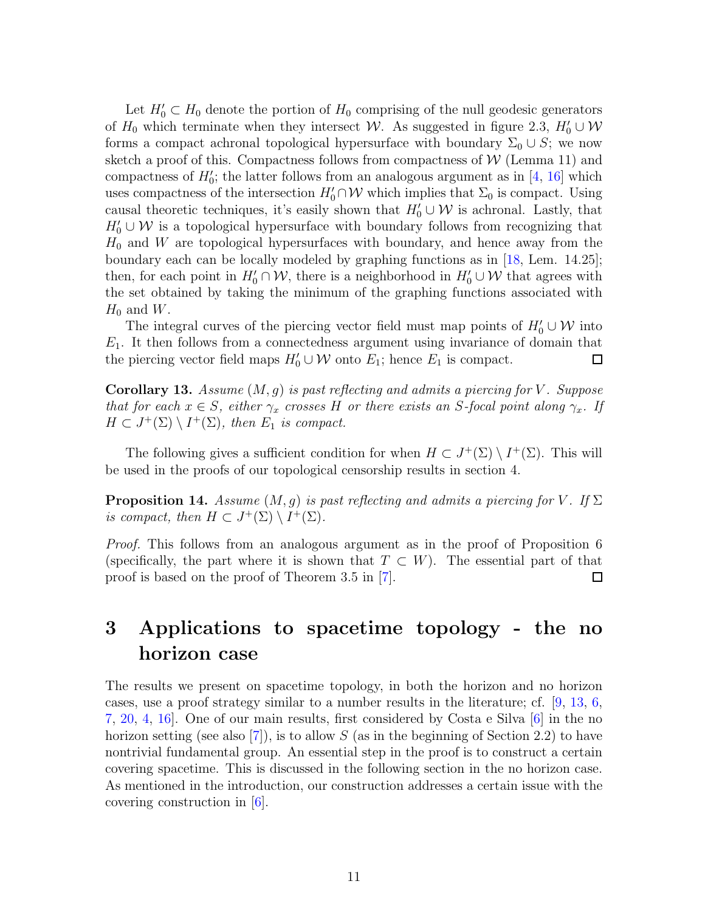Let $H_0' \subset H_0$ denote the portion of $H_0$ comprising of the null geodesic generators of $H_0$ which terminate when they intersect $\mathcal{W}$. As suggested in figure 2.3, $H_0' \cup \mathcal{W}$ forms a compact achronal topological hypersurface with boundary $\Sigma_0 \cup S$; we now sketch a proof of this. Compactness follows from compactness of $\mathcal{W}$ (Lemma 11) and compactness of $H_0'$; the latter follows from an analogous argument as in [4, 16] which uses compactness of the intersection $H_0' \cap \mathcal{W}$ which implies that $\Sigma_0$ is compact. Using causal theoretic techniques, it's easily shown that $H_0' \cup \mathcal{W}$ is achronal. Lastly, that $H_0' \cup \mathcal{W}$ is a topological hypersurface with boundary follows from recognizing that $H_0$ and $W$ are topological hypersurfaces with boundary, and hence away from the boundary each can be locally modeled by graphing functions as in [18, Lem. 14.25]; then, for each point in $H_0' \cap \mathcal{W}$, there is a neighborhood in $H_0' \cup \mathcal{W}$ that agrees with the set obtained by taking the minimum of the graphing functions associated with $H_0$ and $W$.

The integral curves of the piercing vector field must map points of $H_0' \cup \mathcal{W}$ into $E_1$. It then follows from a connectedness argument using invariance of domain that the piercing vector field maps $H_0' \cup \mathcal{W}$ onto $E_1$; hence $E_1$ is compact. □

**Corollary 13.** *Assume $(M, g)$ is past reflecting and admits a piercing for $V$. Suppose that for each $x \in S$, either $\gamma_x$ crosses $H$ or there exists an $S$-focal point along $\gamma_x$. If $H \subset J^+(\Sigma) \setminus I^+(\Sigma)$, then $E_1$ is compact.*

The following gives a sufficient condition for when $H \subset J^+(\Sigma) \setminus I^+(\Sigma)$. This will be used in the proofs of our topological censorship results in section 4.

**Proposition 14.** *Assume $(M, g)$ is past reflecting and admits a piercing for $V$. If $\Sigma$ is compact, then $H \subset J^+(\Sigma) \setminus I^+(\Sigma)$.*

*Proof.* This follows from an analogous argument as in the proof of Proposition 6 (specifically, the part where it is shown that $T \subset W$). The essential part of that proof is based on the proof of Theorem 3.5 in [7]. □

# 3 Applications to spacetime topology - the no horizon case

The results we present on spacetime topology, in both the horizon and no horizon cases, use a proof strategy similar to a number results in the literature; cf. [9, 13, 6, 7, 20, 4, 16]. One of our main results, first considered by Costa e Silva [6] in the no horizon setting (see also [7]), is to allow $S$ (as in the beginning of Section 2.2) to have nontrivial fundamental group. An essential step in the proof is to construct a certain covering spacetime. This is discussed in the following section in the no horizon case. As mentioned in the introduction, our construction addresses a certain issue with the covering construction in [6].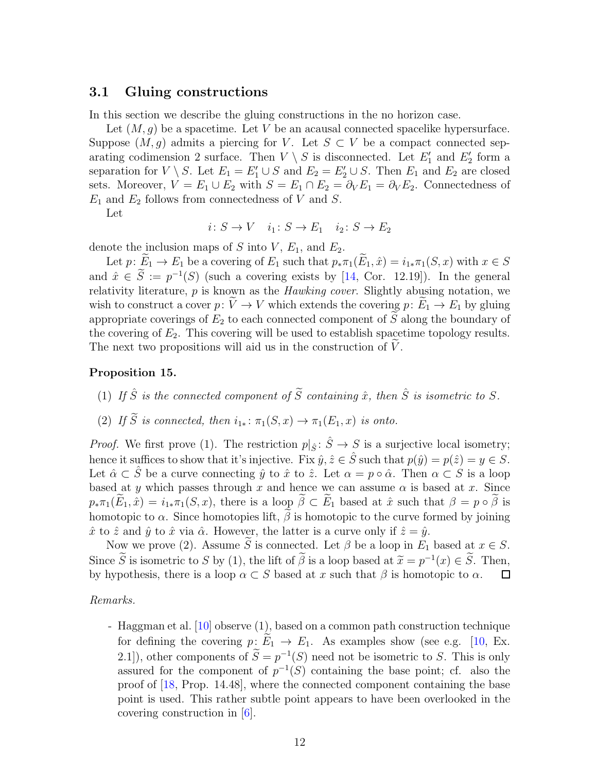### 3.1 Gluing constructions

In this section we describe the gluing constructions in the no horizon case.

Let $(M, g)$ be a spacetime. Let $V$ be an acausal connected spacelike hypersurface. Suppose $(M, g)$ admits a piercing for $V$. Let $S \subset V$ be a compact connected separating codimension 2 surface. Then $V \setminus S$ is disconnected. Let $E_1'$ and $E_2'$ form a separation for $V \setminus S$. Let $E_1 = E_1' \cup S$ and $E_2 = E_2' \cup S$. Then $E_1$ and $E_2$ are closed sets. Moreover, $V = E_1 \cup E_2$ with $S = E_1 \cap E_2 = \partial_V E_1 = \partial_V E_2$. Connectedness of $E_1$ and $E_2$ follows from connectedness of $V$ and $S$.

Let

$$i \colon S \to V \quad i_1 \colon S \to E_1 \quad i_2 \colon S \to E_2$$

denote the inclusion maps of $S$ into $V$, $E_1$, and $E_2$.

Let $p \colon \widetilde{E}_1 \to E_1$ be a covering of $E_1$ such that $p_* \pi_1(\widetilde{E}_1, \hat{x}) = i_{1*}\pi_1(S, x)$ with $x \in S$ and $\hat{x} \in \widetilde{S} := p^{-1}(S)$ (such a covering exists by [14, Cor. 12.19]). In the general relativity literature, $p$ is known as the *Hawking cover*. Slightly abusing notation, we wish to construct a cover $p \colon \widetilde{V} \to V$ which extends the covering $p \colon \widetilde{E}_1 \to E_1$ by gluing appropriate coverings of $E_2$ to each connected component of $\widetilde{S}$ along the boundary of the covering of $E_2$. This covering will be used to establish spacetime topology results. The next two propositions will aid us in the construction of $\widetilde{V}$.

**Proposition 15.**

(1) *If $\hat{S}$ is the connected component of $\widetilde{S}$ containing $\hat{x}$, then $\hat{S}$ is isometric to $S$.*

(2) *If $\widetilde{S}$ is connected, then $i_{1*} \colon \pi_1(S, x) \to \pi_1(E_1, x)$ is onto.*

*Proof.* We first prove (1). The restriction $p|_{\hat{S}} \colon \hat{S} \to S$ is a surjective local isometry; hence it suffices to show that it's injective. Fix $\hat{y}, \hat{z} \in \hat{S}$ such that $p(\hat{y}) = p(\hat{z}) = y \in S$. Let $\hat{\alpha} \subset \hat{S}$ be a curve connecting $\hat{y}$ to $\hat{x}$ to $\hat{z}$. Let $\alpha = p \circ \hat{\alpha}$. Then $\alpha \subset S$ is a loop based at $y$ which passes through $x$ and hence we can assume $\alpha$ is based at $x$. Since $p_* \pi_1(\widetilde{E}_1, \hat{x}) = i_{1*}\pi_1(S, x)$, there is a loop $\widetilde{\beta} \subset \widetilde{E}_1$ based at $\hat{x}$ such that $\beta = p \circ \widetilde{\beta}$ is homotopic to $\alpha$. Since homotopies lift, $\widetilde{\beta}$ is homotopic to the curve formed by joining $\hat{x}$ to $\hat{z}$ and $\hat{y}$ to $\hat{x}$ via $\hat{\alpha}$. However, the latter is a curve only if $\hat{z} = \hat{y}$.

Now we prove (2). Assume $\widetilde{S}$ is connected. Let $\beta$ be a loop in $E_1$ based at $x \in S$. Since $\widetilde{S}$ is isometric to $S$ by (1), the lift of $\widetilde{\beta}$ is a loop based at $\widetilde{x} = p^{-1}(x) \in \widetilde{S}$. Then, by hypothesis, there is a loop $\alpha \subset S$ based at $x$ such that $\beta$ is homotopic to $\alpha$. $\square$

*Remarks.*

- Haggman et al. [10] observe (1), based on a common path construction technique for defining the covering $p \colon \widetilde{E}_1 \to E_1$. As examples show (see e.g. [10, Ex. 2.1]), other components of $\widetilde{S} = p^{-1}(S)$ need not be isometric to $S$. This is only assured for the component of $p^{-1}(S)$ containing the base point; cf. also the proof of [18, Prop. 14.48], where the connected component containing the base point is used. This rather subtle point appears to have been overlooked in the covering construction in [6].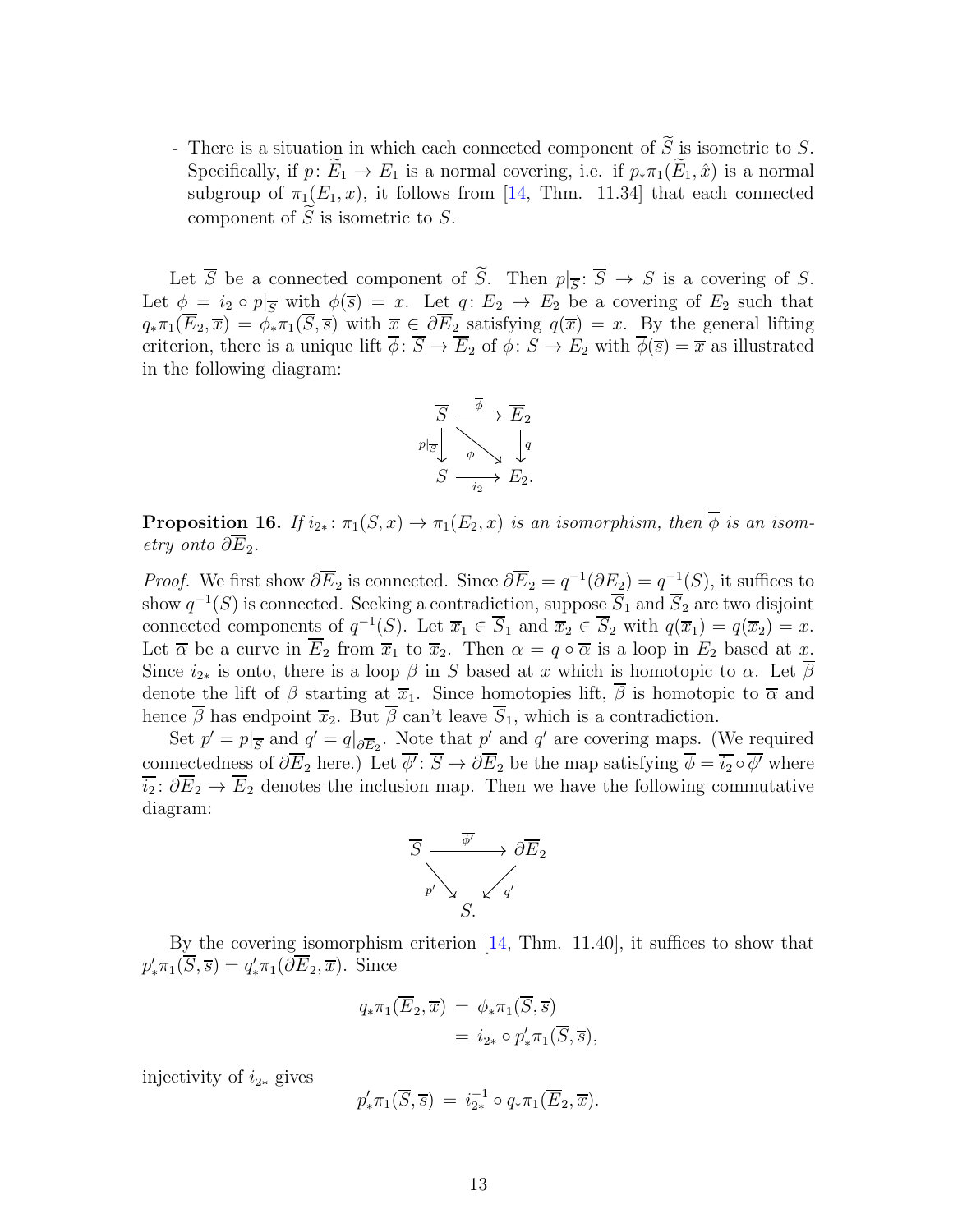- There is a situation in which each connected component of $\widetilde{S}$ is isometric to $S$. Specifically, if $p\colon \widetilde{E}_1 \to E_1$ is a normal covering, i.e. if $p_*\pi_1(\widetilde{E}_1, \hat{x})$ is a normal subgroup of $\pi_1(E_1, x)$, it follows from [14, Thm. 11.34] that each connected component of $\widetilde{S}$ is isometric to $S$.

Let $\overline{S}$ be a connected component of $\widetilde{S}$. Then $p|_{\overline{S}}\colon \overline{S} \to S$ is a covering of $S$. Let $\phi = i_2 \circ p|_{\overline{S}}$ with $\phi(\overline{s}) = x$. Let $q\colon \overline{E}_2 \to E_2$ be a covering of $E_2$ such that $q_*\pi_1(\overline{E}_2, \overline{x}) = \phi_*\pi_1(\overline{S}, \overline{s})$ with $\overline{x} \in \partial\overline{E}_2$ satisfying $q(\overline{x}) = x$. By the general lifting criterion, there is a unique lift $\overline{\phi}\colon \overline{S} \to \overline{E}_2$ of $\phi\colon S \to E_2$ with $\overline{\phi}(\overline{s}) = \overline{x}$ as illustrated in the following diagram:

$$\begin{array}{ccc} \overline{S} & \xrightarrow{\overline{\phi}} & \overline{E}_2 \\ {\scriptstyle p|_{\overline{S}}}\downarrow & \searrow^{\phi} & \downarrow{\scriptstyle q} \\ S & \xrightarrow[i_2]{} & E_2. \end{array}$$

**Proposition 16.** *If $i_{2*}\colon \pi_1(S, x) \to \pi_1(E_2, x)$ is an isomorphism, then $\overline{\phi}$ is an isometry onto $\partial\overline{E}_2$.*

*Proof.* We first show $\partial\overline{E}_2$ is connected. Since $\partial\overline{E}_2 = q^{-1}(\partial E_2) = q^{-1}(S)$, it suffices to show $q^{-1}(S)$ is connected. Seeking a contradiction, suppose $\overline{S}_1$ and $\overline{S}_2$ are two disjoint connected components of $q^{-1}(S)$. Let $\overline{x}_1 \in \overline{S}_1$ and $\overline{x}_2 \in \overline{S}_2$ with $q(\overline{x}_1) = q(\overline{x}_2) = x$. Let $\overline{\alpha}$ be a curve in $\overline{E}_2$ from $\overline{x}_1$ to $\overline{x}_2$. Then $\alpha = q \circ \overline{\alpha}$ is a loop in $E_2$ based at $x$. Since $i_{2*}$ is onto, there is a loop $\beta$ in $S$ based at $x$ which is homotopic to $\alpha$. Let $\overline{\beta}$ denote the lift of $\beta$ starting at $\overline{x}_1$. Since homotopies lift, $\overline{\beta}$ is homotopic to $\overline{\alpha}$ and hence $\overline{\beta}$ has endpoint $\overline{x}_2$. But $\overline{\beta}$ can't leave $\overline{S}_1$, which is a contradiction.

Set $p' = p|_{\overline{S}}$ and $q' = q|_{\partial\overline{E}_2}$. Note that $p'$ and $q'$ are covering maps. (We required connectedness of $\partial\overline{E}_2$ here.) Let $\overline{\phi'}\colon \overline{S} \to \partial\overline{E}_2$ be the map satisfying $\overline{\phi} = \overline{i_2} \circ \overline{\phi'}$ where $\overline{i_2}\colon \partial\overline{E}_2 \to \overline{E}_2$ denotes the inclusion map. Then we have the following commutative diagram:

$$\begin{array}{ccc} \overline{S} & \xrightarrow{\overline{\phi'}} & \partial\overline{E}_2 \\ & {\scriptstyle p'}\searrow \quad \swarrow{\scriptstyle q'} & \\ & S. & \end{array}$$

By the covering isomorphism criterion [14, Thm. 11.40], it suffices to show that $p'_*\pi_1(\overline{S}, \overline{s}) = q'_*\pi_1(\partial\overline{E}_2, \overline{x})$. Since

$$\begin{aligned} q_*\pi_1(\overline{E}_2, \overline{x}) &= \phi_*\pi_1(\overline{S}, \overline{s}) \\ &= i_{2*} \circ p'_*\pi_1(\overline{S}, \overline{s}), \end{aligned}$$

injectivity of $i_{2*}$ gives

$$p'_*\pi_1(\overline{S}, \overline{s}) = i_{2*}^{-1} \circ q_*\pi_1(\overline{E}_2, \overline{x}).$$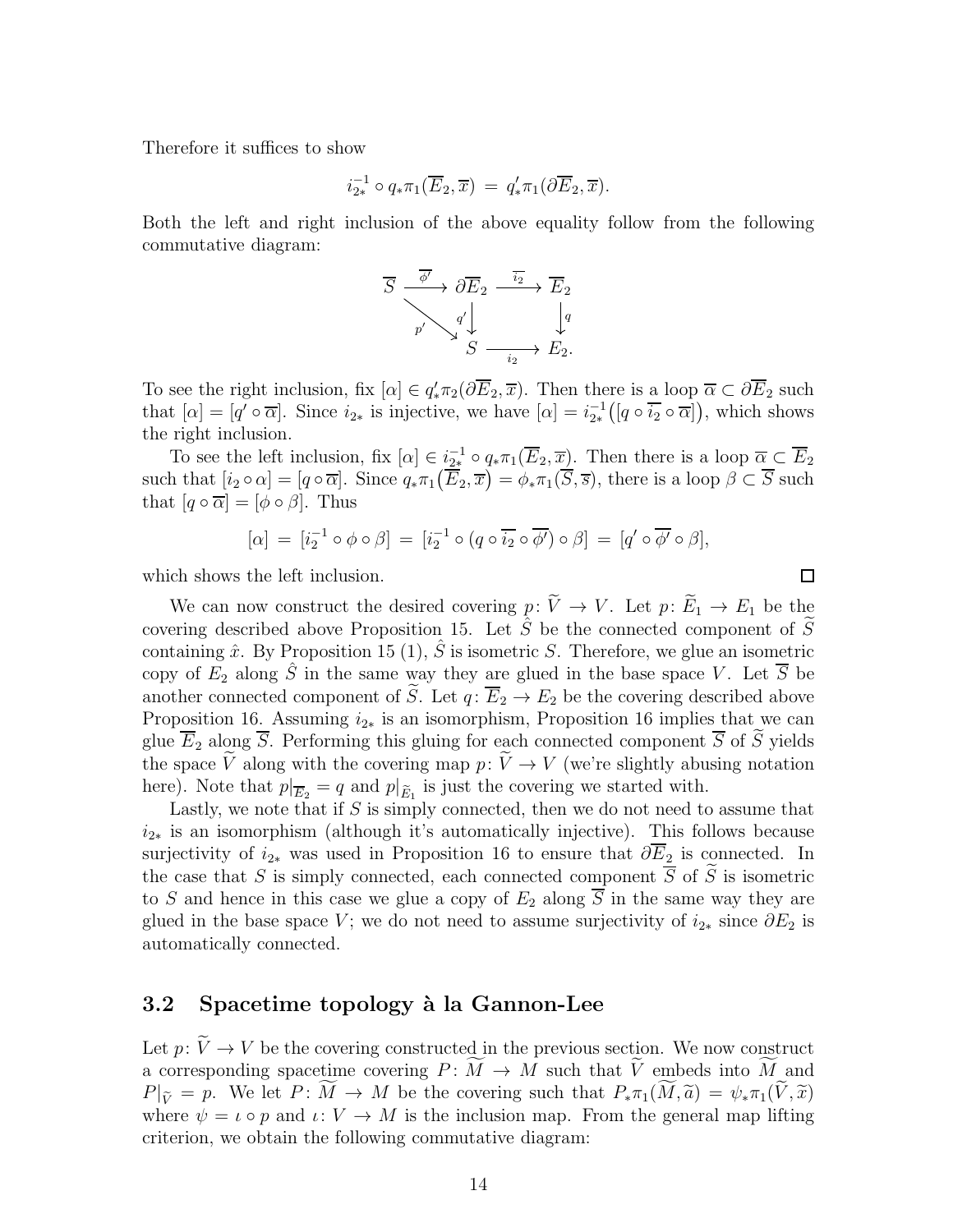Therefore it suffices to show

$$i_{2*}^{-1} \circ q_* \pi_1(\overline{E}_2, \overline{x}) \,=\, q'_* \pi_1(\partial \overline{E}_2, \overline{x}).$$

Both the left and right inclusion of the above equality follow from the following commutative diagram:

$$\begin{array}{ccccc} \overline{S} & \xrightarrow{\overline{\phi'}} & \partial \overline{E}_2 & \xrightarrow{\overline{i_2}} & \overline{E}_2 \\ & \searrow^{p'} & \downarrow{q'} & & \downarrow{q} \\ & & S & \xrightarrow[i_2]{} & E_2. \end{array}$$

To see the right inclusion, fix $[\alpha] \in q'_* \pi_2(\partial \overline{E}_2, \overline{x})$. Then there is a loop $\overline{\alpha} \subset \partial \overline{E}_2$ such that $[\alpha] = [q' \circ \overline{\alpha}]$. Since $i_{2*}$ is injective, we have $[\alpha] = i_{2*}^{-1}\big([q \circ \overline{i_2} \circ \overline{\alpha}]\big)$, which shows the right inclusion.

To see the left inclusion, fix $[\alpha] \in i_{2*}^{-1} \circ q_* \pi_1(\overline{E}_2, \overline{x})$. Then there is a loop $\overline{\alpha} \subset \overline{E}_2$ such that $[i_2 \circ \alpha] = [q \circ \overline{\alpha}]$. Since $q_* \pi_1\big(\overline{E}_2, \overline{x}\big) = \phi_* \pi_1(\overline{S}, \overline{s})$, there is a loop $\beta \subset \overline{S}$ such that $[q \circ \overline{\alpha}] = [\phi \circ \beta]$. Thus

$$[\alpha] \,=\, [i_2^{-1} \circ \phi \circ \beta] \,=\, [i_2^{-1} \circ (q \circ \overline{i_2} \circ \overline{\phi'}) \circ \beta] \,=\, [q' \circ \overline{\phi'} \circ \beta],$$

which shows the left inclusion. □

We can now construct the desired covering $p\colon \widetilde{V} \to V$. Let $p\colon \widetilde{E}_1 \to E_1$ be the covering described above Proposition 15. Let $\hat{S}$ be the connected component of $\widetilde{S}$ containing $\hat{x}$. By Proposition 15 (1), $\hat{S}$ is isometric $S$. Therefore, we glue an isometric copy of $E_2$ along $\hat{S}$ in the same way they are glued in the base space $V$. Let $\overline{S}$ be another connected component of $\widetilde{S}$. Let $q\colon \overline{E}_2 \to E_2$ be the covering described above Proposition 16. Assuming $i_{2*}$ is an isomorphism, Proposition 16 implies that we can glue $\overline{E}_2$ along $\overline{S}$. Performing this gluing for each connected component $\overline{S}$ of $\widetilde{S}$ yields the space $\widetilde{V}$ along with the covering map $p\colon \widetilde{V} \to V$ (we're slightly abusing notation here). Note that $p|_{\overline{E}_2} = q$ and $p|_{\widetilde{E}_1}$ is just the covering we started with.

Lastly, we note that if $S$ is simply connected, then we do not need to assume that $i_{2*}$ is an isomorphism (although it's automatically injective). This follows because surjectivity of $i_{2*}$ was used in Proposition 16 to ensure that $\partial \overline{E}_2$ is connected. In the case that $S$ is simply connected, each connected component $\overline{S}$ of $\widetilde{S}$ is isometric to $S$ and hence in this case we glue a copy of $E_2$ along $\overline{S}$ in the same way they are glued in the base space $V$; we do not need to assume surjectivity of $i_{2*}$ since $\partial E_2$ is automatically connected.

### 3.2 Spacetime topology à la Gannon-Lee

Let $p\colon \widetilde{V} \to V$ be the covering constructed in the previous section. We now construct a corresponding spacetime covering $P\colon \widetilde{M} \to M$ such that $\widetilde{V}$ embeds into $\widetilde{M}$ and $P|_{\widetilde{V}} = p$. We let $P\colon \widetilde{M} \to M$ be the covering such that $P_* \pi_1(\widetilde{M}, \widetilde{a}) = \psi_* \pi_1(\widetilde{V}, \widetilde{x})$ where $\psi = \iota \circ p$ and $\iota\colon V \to M$ is the inclusion map. From the general map lifting criterion, we obtain the following commutative diagram: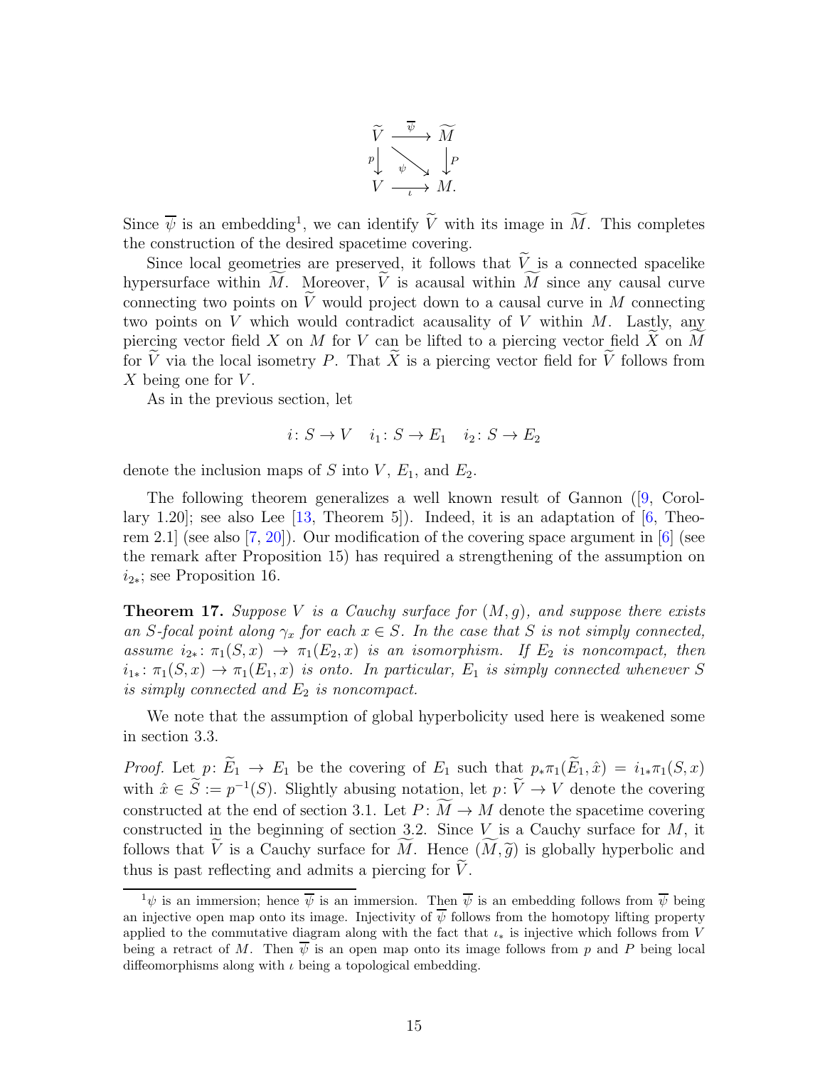$$
\begin{array}{ccc}
\widetilde{V} & \xrightarrow{\overline{\psi}} & \widetilde{M} \\
{\scriptstyle p}\downarrow & \searrow^{\psi} & \downarrow{\scriptstyle P} \\
V & \xrightarrow[\iota]{} & M.
\end{array}
$$

Since $\overline{\psi}$ is an embedding[1], we can identify $\widetilde{V}$ with its image in $\widetilde{M}$. This completes the construction of the desired spacetime covering.

Since local geometries are preserved, it follows that $\widetilde{V}$ is a connected spacelike hypersurface within $\widetilde{M}$. Moreover, $\widetilde{V}$ is acausal within $\widetilde{M}$ since any causal curve connecting two points on $\widetilde{V}$ would project down to a causal curve in $M$ connecting two points on $V$ which would contradict acausality of $V$ within $M$. Lastly, any piercing vector field $X$ on $M$ for $V$ can be lifted to a piercing vector field $\widetilde{X}$ on $\widetilde{M}$ for $\widetilde{V}$ via the local isometry $P$. That $\widetilde{X}$ is a piercing vector field for $\widetilde{V}$ follows from $X$ being one for $V$.

As in the previous section, let

$$
i\colon S \to V \quad i_1\colon S \to E_1 \quad i_2\colon S \to E_2
$$

denote the inclusion maps of $S$ into $V$, $E_1$, and $E_2$.

The following theorem generalizes a well known result of Gannon ([9, Corollary 1.20]; see also Lee [13, Theorem 5]). Indeed, it is an adaptation of [6, Theorem 2.1] (see also [7, 20]). Our modification of the covering space argument in [6] (see the remark after Proposition 15) has required a strengthening of the assumption on $i_{2*}$; see Proposition 16.

**Theorem 17.** *Suppose $V$ is a Cauchy surface for $(M, g)$, and suppose there exists an $S$-focal point along $\gamma_x$ for each $x \in S$. In the case that $S$ is not simply connected, assume $i_{2*}\colon \pi_1(S, x) \to \pi_1(E_2, x)$ is an isomorphism. If $E_2$ is noncompact, then $i_{1*}\colon \pi_1(S, x) \to \pi_1(E_1, x)$ is onto. In particular, $E_1$ is simply connected whenever $S$ is simply connected and $E_2$ is noncompact.*

We note that the assumption of global hyperbolicity used here is weakened some in section 3.3.

*Proof.* Let $p\colon \widetilde{E}_1 \to E_1$ be the covering of $E_1$ such that $p_*\pi_1(\widetilde{E}_1, \hat{x}) = i_{1*}\pi_1(S, x)$ with $\hat{x} \in \widetilde{S} := p^{-1}(S)$. Slightly abusing notation, let $p\colon \widetilde{V} \to V$ denote the covering constructed at the end of section 3.1. Let $P\colon \widetilde{M} \to M$ denote the spacetime covering constructed in the beginning of section 3.2. Since $V$ is a Cauchy surface for $M$, it follows that $\widetilde{V}$ is a Cauchy surface for $\widetilde{M}$. Hence $(\widetilde{M}, \widetilde{g})$ is globally hyperbolic and thus is past reflecting and admits a piercing for $\widetilde{V}$.

---

[1] $\psi$ is an immersion; hence $\overline{\psi}$ is an immersion. Then $\overline{\psi}$ is an embedding follows from $\overline{\psi}$ being an injective open map onto its image. Injectivity of $\overline{\psi}$ follows from the homotopy lifting property applied to the commutative diagram along with the fact that $\iota_*$ is injective which follows from $V$ being a retract of $M$. Then $\overline{\psi}$ is an open map onto its image follows from $p$ and $P$ being local diffeomorphisms along with $\iota$ being a topological embedding.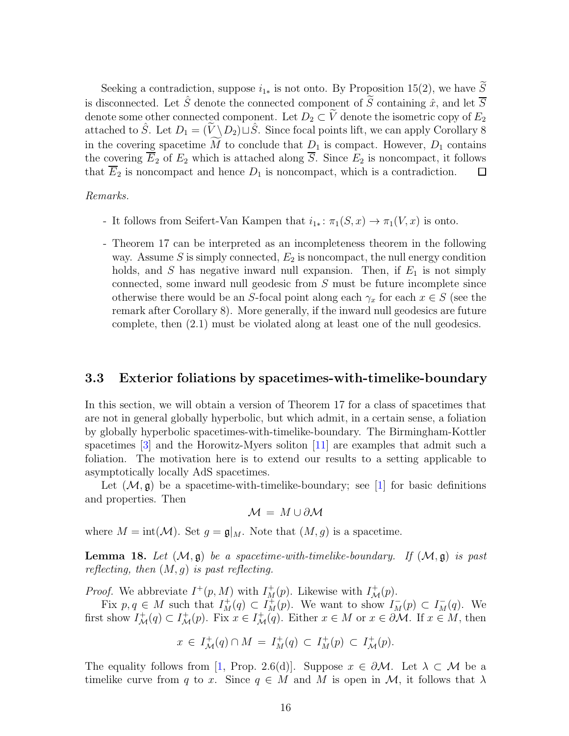Seeking a contradiction, suppose $i_{1*}$ is not onto. By Proposition 15(2), we have $\widetilde{S}$ is disconnected. Let $\hat{S}$ denote the connected component of $\widetilde{S}$ containing $\hat{x}$, and let $\overline{S}$ denote some other connected component. Let $D_2 \subset \widetilde{V}$ denote the isometric copy of $E_2$ attached to $\hat{S}$. Let $D_1 = (\widetilde{V} \setminus D_2) \sqcup \hat{S}$. Since focal points lift, we can apply Corollary 8 in the covering spacetime $\widetilde{M}$ to conclude that $D_1$ is compact. However, $D_1$ contains the covering $\overline{E}_2$ of $E_2$ which is attached along $\overline{S}$. Since $E_2$ is noncompact, it follows that $\overline{E}_2$ is noncompact and hence $D_1$ is noncompact, which is a contradiction. □

*Remarks.*

- It follows from Seifert-Van Kampen that $i_{1*}\colon \pi_1(S, x) \to \pi_1(V, x)$ is onto.
- Theorem 17 can be interpreted as an incompleteness theorem in the following way. Assume $S$ is simply connected, $E_2$ is noncompact, the null energy condition holds, and $S$ has negative inward null expansion. Then, if $E_1$ is not simply connected, some inward null geodesic from $S$ must be future incomplete since otherwise there would be an $S$-focal point along each $\gamma_x$ for each $x \in S$ (see the remark after Corollary 8). More generally, if the inward null geodesics are future complete, then (2.1) must be violated along at least one of the null geodesics.

## 3.3 Exterior foliations by spacetimes-with-timelike-boundary

In this section, we will obtain a version of Theorem 17 for a class of spacetimes that are not in general globally hyperbolic, but which admit, in a certain sense, a foliation by globally hyperbolic spacetimes-with-timelike-boundary. The Birmingham-Kottler spacetimes [3] and the Horowitz-Myers soliton [11] are examples that admit such a foliation. The motivation here is to extend our results to a setting applicable to asymptotically locally AdS spacetimes.

Let $(\mathcal{M}, \mathfrak{g})$ be a spacetime-with-timelike-boundary; see [1] for basic definitions and properties. Then

$$\mathcal{M} \,=\, M \cup \partial\mathcal{M}$$

where $M = \text{int}(\mathcal{M})$. Set $g = \mathfrak{g}|_M$. Note that $(M, g)$ is a spacetime.

**Lemma 18.** *Let $(\mathcal{M}, \mathfrak{g})$ be a spacetime-with-timelike-boundary. If $(\mathcal{M}, \mathfrak{g})$ is past reflecting, then $(M, g)$ is past reflecting.*

*Proof.* We abbreviate $I^+(p, M)$ with $I^+_M(p)$. Likewise with $I^+_{\mathcal{M}}(p)$.

Fix $p, q \in M$ such that $I^+_M(q) \subset I^+_M(p)$. We want to show $I^-_M(p) \subset I^-_M(q)$. We first show $I^+_{\mathcal{M}}(q) \subset I^+_{\mathcal{M}}(p)$. Fix $x \in I^+_{\mathcal{M}}(q)$. Either $x \in M$ or $x \in \partial\mathcal{M}$. If $x \in M$, then

$$x \,\in\, I^+_{\mathcal{M}}(q) \cap M \,=\, I^+_M(q) \,\subset\, I^+_M(p) \,\subset\, I^+_{\mathcal{M}}(p).$$

The equality follows from [1, Prop. 2.6(d)]. Suppose $x \in \partial\mathcal{M}$. Let $\lambda \subset \mathcal{M}$ be a timelike curve from $q$ to $x$. Since $q \in M$ and $M$ is open in $\mathcal{M}$, it follows that $\lambda$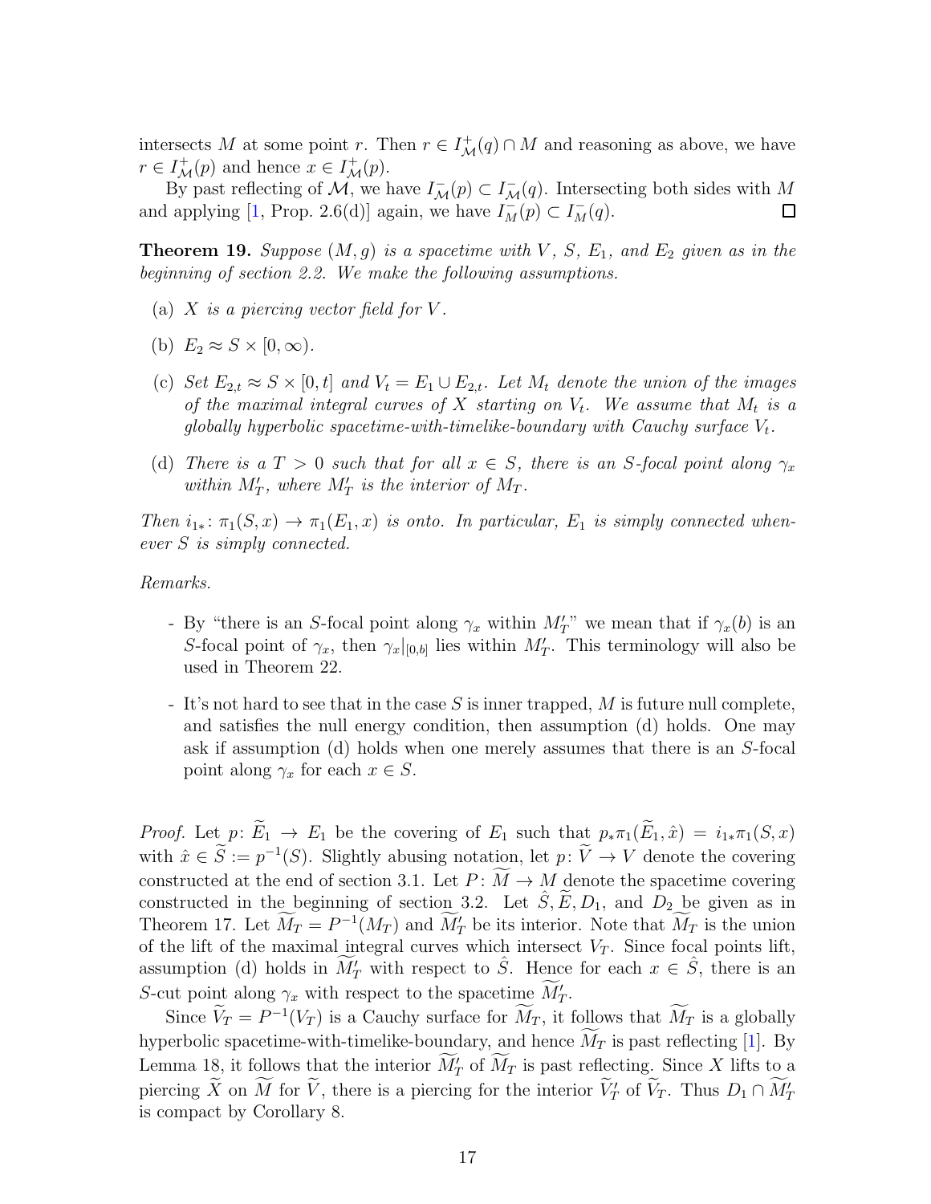intersects $M$ at some point $r$. Then $r \in I^+_{\mathcal{M}}(q) \cap M$ and reasoning as above, we have $r \in I^+_{\mathcal{M}}(p)$ and hence $x \in I^+_{\mathcal{M}}(p)$.

By past reflecting of $\mathcal{M}$, we have $I^-_{\mathcal{M}}(p) \subset I^-_{\mathcal{M}}(q)$. Intersecting both sides with $M$ and applying [1, Prop. 2.6(d)] again, we have $I^-_M(p) \subset I^-_M(q)$. $\square$

**Theorem 19.** *Suppose $(M, g)$ is a spacetime with $V$, $S$, $E_1$, and $E_2$ given as in the beginning of section 2.2. We make the following assumptions.*

- (a) *$X$ is a piercing vector field for $V$.*
- (b) *$E_2 \approx S \times [0, \infty)$.*
- (c) *Set $E_{2,t} \approx S \times [0, t]$ and $V_t = E_1 \cup E_{2,t}$. Let $M_t$ denote the union of the images of the maximal integral curves of $X$ starting on $V_t$. We assume that $M_t$ is a globally hyperbolic spacetime-with-timelike-boundary with Cauchy surface $V_t$.*
- (d) *There is a $T > 0$ such that for all $x \in S$, there is an $S$-focal point along $\gamma_x$ within $M'_T$, where $M'_T$ is the interior of $M_T$.*

*Then $i_{1*} \colon \pi_1(S, x) \to \pi_1(E_1, x)$ is onto. In particular, $E_1$ is simply connected whenever $S$ is simply connected.*

*Remarks.*

- By "there is an $S$-focal point along $\gamma_x$ within $M'_T$" we mean that if $\gamma_x(b)$ is an $S$-focal point of $\gamma_x$, then $\gamma_x|_{[0,b]}$ lies within $M'_T$. This terminology will also be used in Theorem 22.
- It's not hard to see that in the case $S$ is inner trapped, $M$ is future null complete, and satisfies the null energy condition, then assumption (d) holds. One may ask if assumption (d) holds when one merely assumes that there is an $S$-focal point along $\gamma_x$ for each $x \in S$.

*Proof.* Let $p \colon \widetilde{E}_1 \to E_1$ be the covering of $E_1$ such that $p_*\pi_1(\widetilde{E}_1, \hat{x}) = i_{1*}\pi_1(S, x)$ with $\hat{x} \in \widetilde{S} := p^{-1}(S)$. Slightly abusing notation, let $p \colon \widetilde{V} \to V$ denote the covering constructed at the end of section 3.1. Let $P \colon \widetilde{M} \to M$ denote the spacetime covering constructed in the beginning of section 3.2. Let $\hat{S}, \widetilde{E}, D_1$, and $D_2$ be given as in Theorem 17. Let $\widetilde{M}_T = P^{-1}(M_T)$ and $\widetilde{M}'_T$ be its interior. Note that $\widetilde{M}_T$ is the union of the lift of the maximal integral curves which intersect $V_T$. Since focal points lift, assumption (d) holds in $\widetilde{M}'_T$ with respect to $\hat{S}$. Hence for each $x \in \hat{S}$, there is an $S$-cut point along $\gamma_x$ with respect to the spacetime $\widetilde{M}'_T$.

Since $\widetilde{V}_T = P^{-1}(V_T)$ is a Cauchy surface for $\widetilde{M}_T$, it follows that $\widetilde{M}_T$ is a globally hyperbolic spacetime-with-timelike-boundary, and hence $\widetilde{M}_T$ is past reflecting [1]. By Lemma 18, it follows that the interior $\widetilde{M}'_T$ of $\widetilde{M}_T$ is past reflecting. Since $X$ lifts to a piercing $\widetilde{X}$ on $\widetilde{M}$ for $\widetilde{V}$, there is a piercing for the interior $\widetilde{V}'_T$ of $\widetilde{V}_T$. Thus $D_1 \cap \widetilde{M}'_T$ is compact by Corollary 8.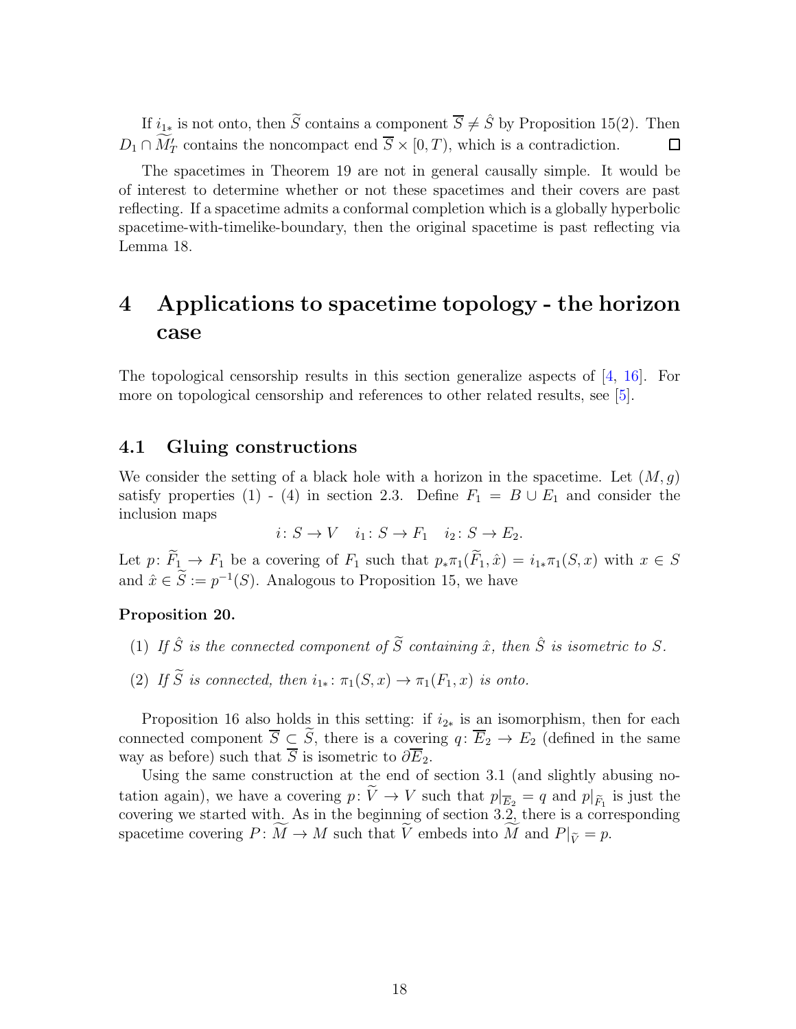If $i_{1*}$ is not onto, then $\widetilde{S}$ contains a component $\overline{S} \neq \hat{S}$ by Proposition 15(2). Then $D_1 \cap \widetilde{M}'_T$ contains the noncompact end $\overline{S} \times [0, T)$, which is a contradiction. $\square$

The spacetimes in Theorem 19 are not in general causally simple. It would be of interest to determine whether or not these spacetimes and their covers are past reflecting. If a spacetime admits a conformal completion which is a globally hyperbolic spacetime-with-timelike-boundary, then the original spacetime is past reflecting via Lemma 18.

# 4 Applications to spacetime topology - the horizon case

The topological censorship results in this section generalize aspects of [4, 16]. For more on topological censorship and references to other related results, see [5].

## 4.1 Gluing constructions

We consider the setting of a black hole with a horizon in the spacetime. Let $(M, g)$ satisfy properties (1) - (4) in section 2.3. Define $F_1 = B \cup E_1$ and consider the inclusion maps

$$i\colon S \to V \quad i_1\colon S \to F_1 \quad i_2\colon S \to E_2.$$

Let $p\colon \widetilde{F}_1 \to F_1$ be a covering of $F_1$ such that $p_*\pi_1(\widetilde{F}_1, \hat{x}) = i_{1*}\pi_1(S, x)$ with $x \in S$ and $\hat{x} \in \widetilde{S} := p^{-1}(S)$. Analogous to Proposition 15, we have

**Proposition 20.**

(1) *If $\hat{S}$ is the connected component of $\widetilde{S}$ containing $\hat{x}$, then $\hat{S}$ is isometric to $S$.*

(2) *If $\widetilde{S}$ is connected, then $i_{1*}\colon \pi_1(S, x) \to \pi_1(F_1, x)$ is onto.*

Proposition 16 also holds in this setting: if $i_{2*}$ is an isomorphism, then for each connected component $\overline{S} \subset \widetilde{S}$, there is a covering $q\colon \overline{E}_2 \to E_2$ (defined in the same way as before) such that $\overline{S}$ is isometric to $\partial\overline{E}_2$.

Using the same construction at the end of section 3.1 (and slightly abusing notation again), we have a covering $p\colon \widetilde{V} \to V$ such that $p|_{\overline{E}_2} = q$ and $p|_{\widetilde{F}_1}$ is just the covering we started with. As in the beginning of section 3.2, there is a corresponding spacetime covering $P\colon \widetilde{M} \to M$ such that $\widetilde{V}$ embeds into $\widetilde{M}$ and $P|_{\widetilde{V}} = p$.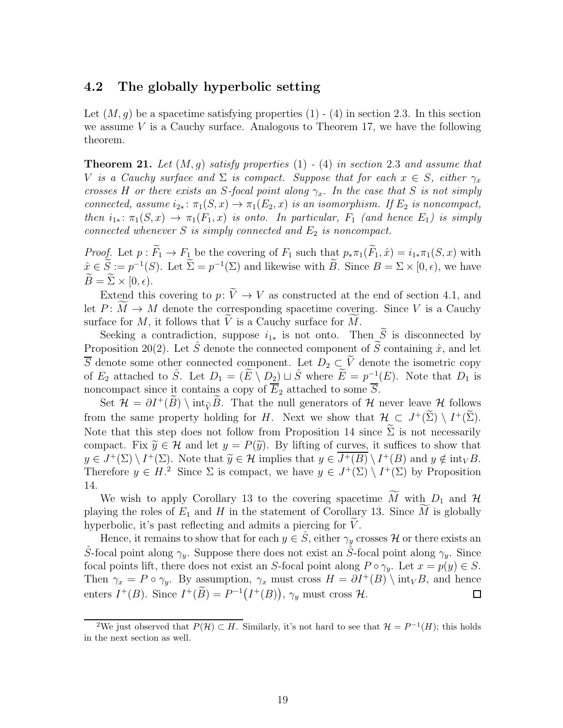### 4.2 The globally hyperbolic setting

Let $(M, g)$ be a spacetime satisfying properties (1) - (4) in section 2.3. In this section we assume $V$ is a Cauchy surface. Analogous to Theorem 17, we have the following theorem.

**Theorem 21.** *Let $(M, g)$ satisfy properties (1) - (4) in section 2.3 and assume that $V$ is a Cauchy surface and $\Sigma$ is compact. Suppose that for each $x \in S$, either $\gamma_x$ crosses $H$ or there exists an $S$-focal point along $\gamma_x$. In the case that $S$ is not simply connected, assume $i_{2*}\colon \pi_1(S, x) \to \pi_1(E_2, x)$ is an isomorphism. If $E_2$ is noncompact, then $i_{1*}\colon \pi_1(S, x) \to \pi_1(F_1, x)$ is onto. In particular, $F_1$ (and hence $E_1$) is simply connected whenever $S$ is simply connected and $E_2$ is noncompact.*

*Proof.* Let $p : \widetilde{F}_1 \to F_1$ be the covering of $F_1$ such that $p_*\pi_1(\widetilde{F}_1, \hat{x}) = i_{1*}\pi_1(S, x)$ with $\hat{x} \in \widetilde{S} := p^{-1}(S)$. Let $\widetilde{\Sigma} = p^{-1}(\Sigma)$ and likewise with $\widetilde{B}$. Since $B = \Sigma \times [0, \epsilon)$, we have $\widetilde{B} = \widetilde{\Sigma} \times [0, \epsilon)$.

Extend this covering to $p\colon \widetilde{V} \to V$ as constructed at the end of section 4.1, and let $P\colon \widetilde{M} \to M$ denote the corresponding spacetime covering. Since $V$ is a Cauchy surface for $M$, it follows that $\widetilde{V}$ is a Cauchy surface for $\widetilde{M}$.

Seeking a contradiction, suppose $i_{1*}$ is not onto. Then $\widetilde{S}$ is disconnected by Proposition 20(2). Let $\hat{S}$ denote the connected component of $\widetilde{S}$ containing $\hat{x}$, and let $\overline{S}$ denote some other connected component. Let $D_2 \subset \widetilde{V}$ denote the isometric copy of $E_2$ attached to $\hat{S}$. Let $D_1 = (\widetilde{E} \setminus D_2) \sqcup \hat{S}$ where $\widetilde{E} = p^{-1}(E)$. Note that $D_1$ is noncompact since it contains a copy of $\overline{E}_2$ attached to some $\overline{S}$.

Set $\mathcal{H} = \partial I^+(\widetilde{B}) \setminus \mathrm{int}_{\widetilde{V}}\widetilde{B}$. That the null generators of $\mathcal{H}$ never leave $\mathcal{H}$ follows from the same property holding for $H$. Next we show that $\mathcal{H} \subset J^+(\widetilde{\Sigma}) \setminus I^+(\widetilde{\Sigma})$. Note that this step does not follow from Proposition 14 since $\widetilde{\Sigma}$ is not necessarily compact. Fix $\widetilde{y} \in \mathcal{H}$ and let $y = P(\widetilde{y})$. By lifting of curves, it suffices to show that $y \in J^+(\Sigma) \setminus I^+(\Sigma)$. Note that $\widetilde{y} \in \mathcal{H}$ implies that $y \in \overline{J^+(B)} \setminus I^+(B)$ and $y \notin \mathrm{int}_V B$. Therefore $y \in H$.[2] Since $\Sigma$ is compact, we have $y \in J^+(\Sigma) \setminus I^+(\Sigma)$ by Proposition 14.

We wish to apply Corollary 13 to the covering spacetime $\widetilde{M}$ with $D_1$ and $\mathcal{H}$ playing the roles of $E_1$ and $H$ in the statement of Corollary 13. Since $\widetilde{M}$ is globally hyperbolic, it's past reflecting and admits a piercing for $\widetilde{V}$.

Hence, it remains to show that for each $y \in \hat{S}$, either $\gamma_y$ crosses $\mathcal{H}$ or there exists an $\hat{S}$-focal point along $\gamma_y$. Suppose there does not exist an $\hat{S}$-focal point along $\gamma_y$. Since focal points lift, there does not exist an $S$-focal point along $P \circ \gamma_y$. Let $x = p(y) \in S$. Then $\gamma_x = P \circ \gamma_y$. By assumption, $\gamma_x$ must cross $H = \partial I^+(B) \setminus \mathrm{int}_V B$, and hence enters $I^+(B)$. Since $I^+(\widetilde{B}) = P^{-1}\big(I^+(B)\big)$, $\gamma_y$ must cross $\mathcal{H}$. □

[2] We just observed that $P(\mathcal{H}) \subset H$. Similarly, it's not hard to see that $\mathcal{H} = P^{-1}(H)$; this holds in the next section as well.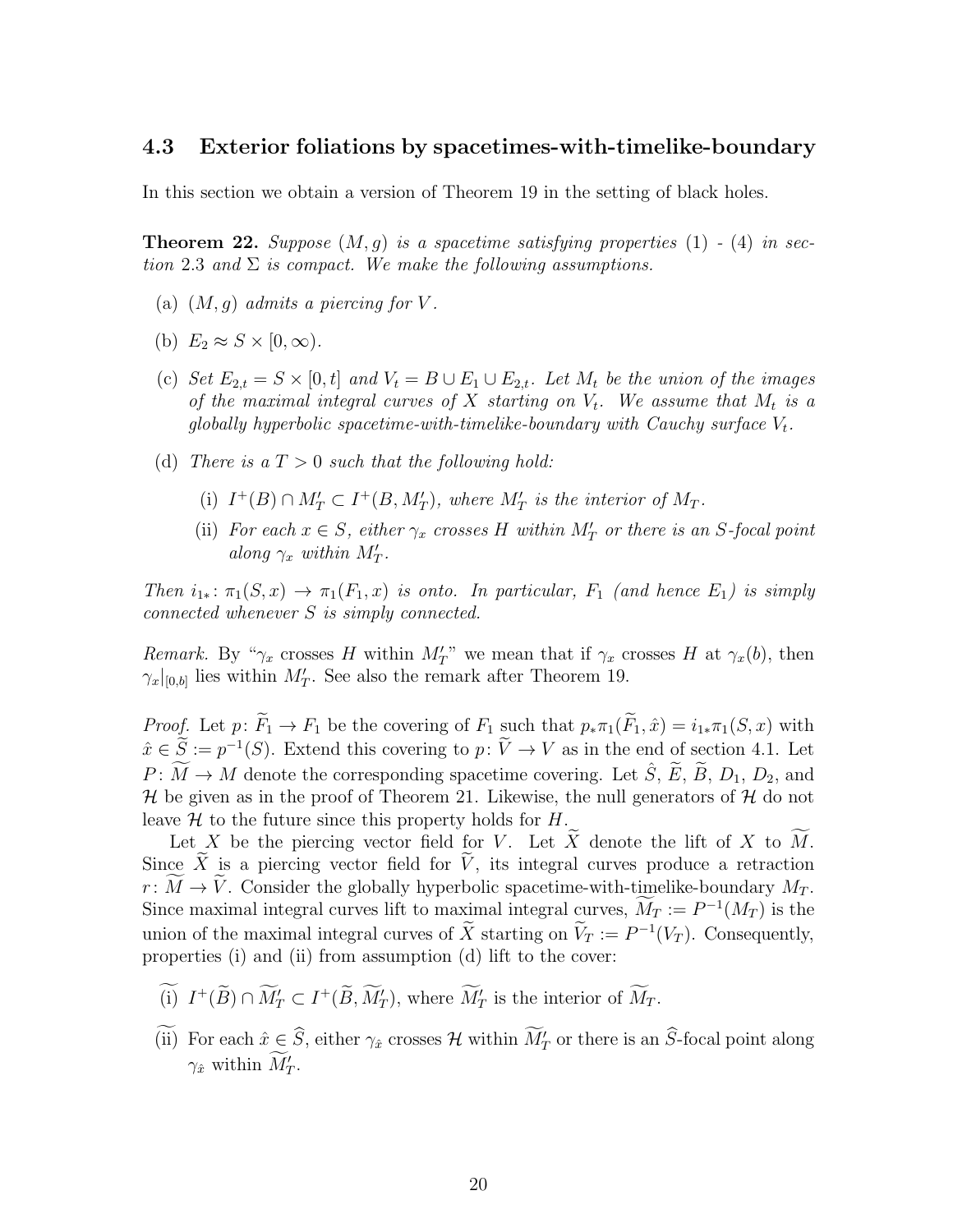### 4.3 Exterior foliations by spacetimes-with-timelike-boundary

In this section we obtain a version of Theorem 19 in the setting of black holes.

**Theorem 22.** *Suppose $(M, g)$ is a spacetime satisfying properties (1) - (4) in section 2.3 and $\Sigma$ is compact. We make the following assumptions.*

- (a) *$(M, g)$ admits a piercing for $V$.*
- (b) *$E_2 \approx S \times [0, \infty)$.*
- (c) *Set $E_{2,t} = S \times [0, t]$ and $V_t = B \cup E_1 \cup E_{2,t}$. Let $M_t$ be the union of the images of the maximal integral curves of $X$ starting on $V_t$. We assume that $M_t$ is a globally hyperbolic spacetime-with-timelike-boundary with Cauchy surface $V_t$.*
- (d) *There is a $T > 0$ such that the following hold:*
  - (i) *$I^+(B) \cap M'_T \subset I^+(B, M'_T)$, where $M'_T$ is the interior of $M_T$.*
  - (ii) *For each $x \in S$, either $\gamma_x$ crosses $H$ within $M'_T$ or there is an $S$-focal point along $\gamma_x$ within $M'_T$.*

*Then $i_{1*} \colon \pi_1(S, x) \to \pi_1(F_1, x)$ is onto. In particular, $F_1$ (and hence $E_1$) is simply connected whenever $S$ is simply connected.*

*Remark.* By "$\gamma_x$ crosses $H$ within $M'_T$" we mean that if $\gamma_x$ crosses $H$ at $\gamma_x(b)$, then $\gamma_x|_{[0,b]}$ lies within $M'_T$. See also the remark after Theorem 19.

*Proof.* Let $p \colon \widetilde{F}_1 \to F_1$ be the covering of $F_1$ such that $p_*\pi_1(\widetilde{F}_1, \hat{x}) = i_{1*}\pi_1(S, x)$ with $\hat{x} \in \widetilde{S} := p^{-1}(S)$. Extend this covering to $p \colon \widetilde{V} \to V$ as in the end of section 4.1. Let $P \colon \widetilde{M} \to M$ denote the corresponding spacetime covering. Let $\hat{S}$, $\widetilde{E}$, $\widetilde{B}$, $D_1$, $D_2$, and $\mathcal{H}$ be given as in the proof of Theorem 21. Likewise, the null generators of $\mathcal{H}$ do not leave $\mathcal{H}$ to the future since this property holds for $H$.

Let $X$ be the piercing vector field for $V$. Let $\widetilde{X}$ denote the lift of $X$ to $\widetilde{M}$. Since $\widetilde{X}$ is a piercing vector field for $\widetilde{V}$, its integral curves produce a retraction $r \colon \widetilde{M} \to \widetilde{V}$. Consider the globally hyperbolic spacetime-with-timelike-boundary $M_T$. Since maximal integral curves lift to maximal integral curves, $\widetilde{M}_T := P^{-1}(M_T)$ is the union of the maximal integral curves of $\widetilde{X}$ starting on $\widetilde{V}_T := P^{-1}(V_T)$. Consequently, properties (i) and (ii) from assumption (d) lift to the cover:

- $\widetilde{\text{(i)}}$ $I^+(\widetilde{B}) \cap \widetilde{M}'_T \subset I^+(\widetilde{B}, \widetilde{M}'_T)$, where $\widetilde{M}'_T$ is the interior of $\widetilde{M}_T$.
- $\widetilde{\text{(ii)}}$ For each $\hat{x} \in \widehat{S}$, either $\gamma_{\hat{x}}$ crosses $\mathcal{H}$ within $\widetilde{M}'_T$ or there is an $\widehat{S}$-focal point along $\gamma_{\hat{x}}$ within $\widetilde{M}'_T$.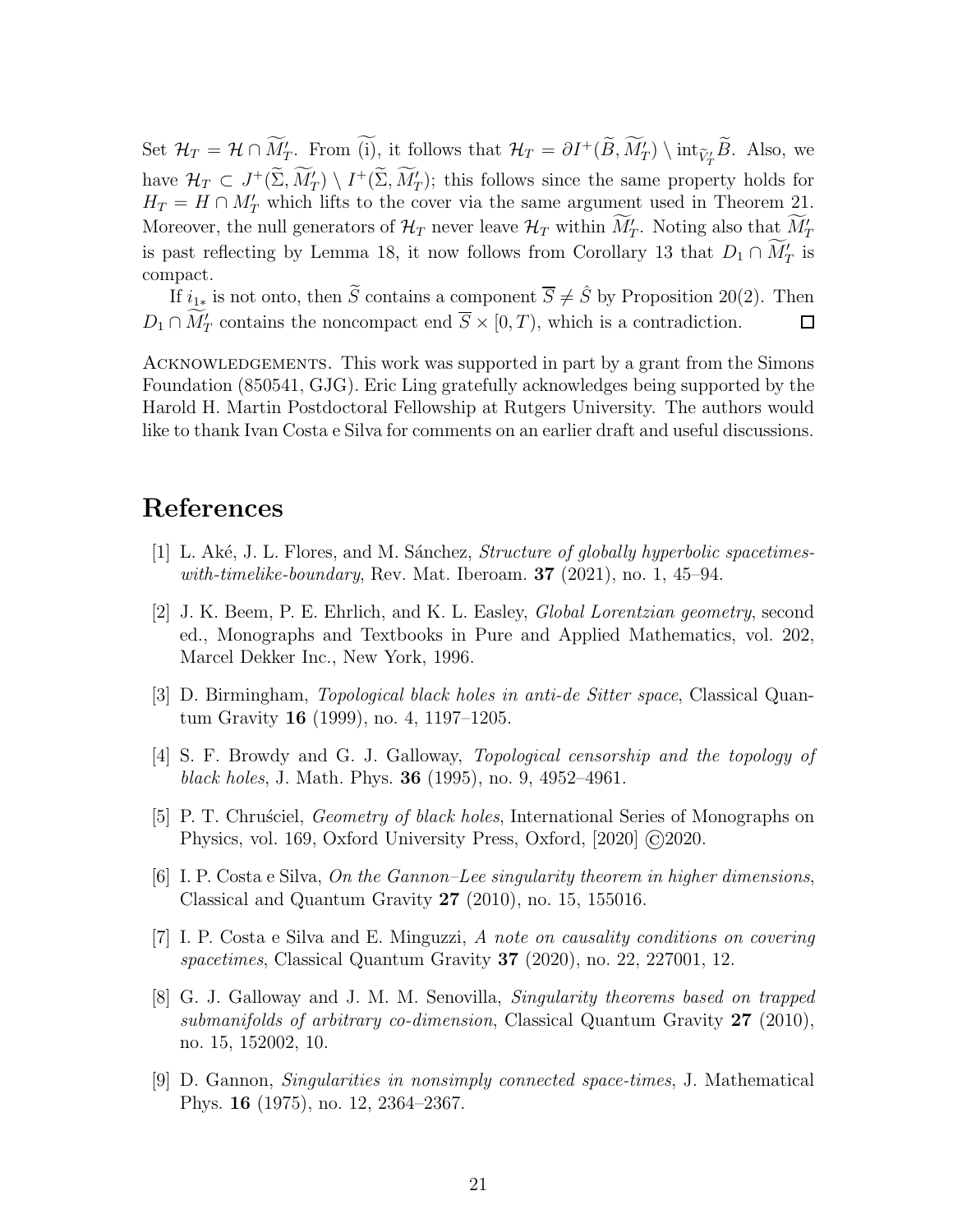Set $\mathcal{H}_T = \mathcal{H} \cap \widetilde{M}'_T$. From $\widetilde{\text{(i)}}$, it follows that $\mathcal{H}_T = \partial I^+(\widetilde{B}, \widetilde{M}'_T) \setminus \text{int}_{\widetilde{V}'_T} \widetilde{B}$. Also, we have $\mathcal{H}_T \subset J^+(\widetilde{\Sigma}, \widetilde{M}'_T) \setminus I^+(\widetilde{\Sigma}, \widetilde{M}'_T)$; this follows since the same property holds for $H_T = H \cap M'_T$ which lifts to the cover via the same argument used in Theorem 21. Moreover, the null generators of $\mathcal{H}_T$ never leave $\mathcal{H}_T$ within $\widetilde{M}'_T$. Noting also that $\widetilde{M}'_T$ is past reflecting by Lemma 18, it now follows from Corollary 13 that $D_1 \cap \widetilde{M}'_T$ is compact.

If $i_{1*}$ is not onto, then $\widetilde{S}$ contains a component $\overline{S} \neq \hat{S}$ by Proposition 20(2). Then $D_1 \cap \widetilde{M}'_T$ contains the noncompact end $\overline{S} \times [0, T)$, which is a contradiction. $\square$

Acknowledgements. This work was supported in part by a grant from the Simons Foundation (850541, GJG). Eric Ling gratefully acknowledges being supported by the Harold H. Martin Postdoctoral Fellowship at Rutgers University. The authors would like to thank Ivan Costa e Silva for comments on an earlier draft and useful discussions.

# References

[1] L. Aké, J. L. Flores, and M. Sánchez, *Structure of globally hyperbolic spacetimes-with-timelike-boundary*, Rev. Mat. Iberoam. **37** (2021), no. 1, 45–94.

[2] J. K. Beem, P. E. Ehrlich, and K. L. Easley, *Global Lorentzian geometry*, second ed., Monographs and Textbooks in Pure and Applied Mathematics, vol. 202, Marcel Dekker Inc., New York, 1996.

[3] D. Birmingham, *Topological black holes in anti-de Sitter space*, Classical Quantum Gravity **16** (1999), no. 4, 1197–1205.

[4] S. F. Browdy and G. J. Galloway, *Topological censorship and the topology of black holes*, J. Math. Phys. **36** (1995), no. 9, 4952–4961.

[5] P. T. Chruściel, *Geometry of black holes*, International Series of Monographs on Physics, vol. 169, Oxford University Press, Oxford, [2020] ©2020.

[6] I. P. Costa e Silva, *On the Gannon–Lee singularity theorem in higher dimensions*, Classical and Quantum Gravity **27** (2010), no. 15, 155016.

[7] I. P. Costa e Silva and E. Minguzzi, *A note on causality conditions on covering spacetimes*, Classical Quantum Gravity **37** (2020), no. 22, 227001, 12.

[8] G. J. Galloway and J. M. M. Senovilla, *Singularity theorems based on trapped submanifolds of arbitrary co-dimension*, Classical Quantum Gravity **27** (2010), no. 15, 152002, 10.

[9] D. Gannon, *Singularities in nonsimply connected space-times*, J. Mathematical Phys. **16** (1975), no. 12, 2364–2367.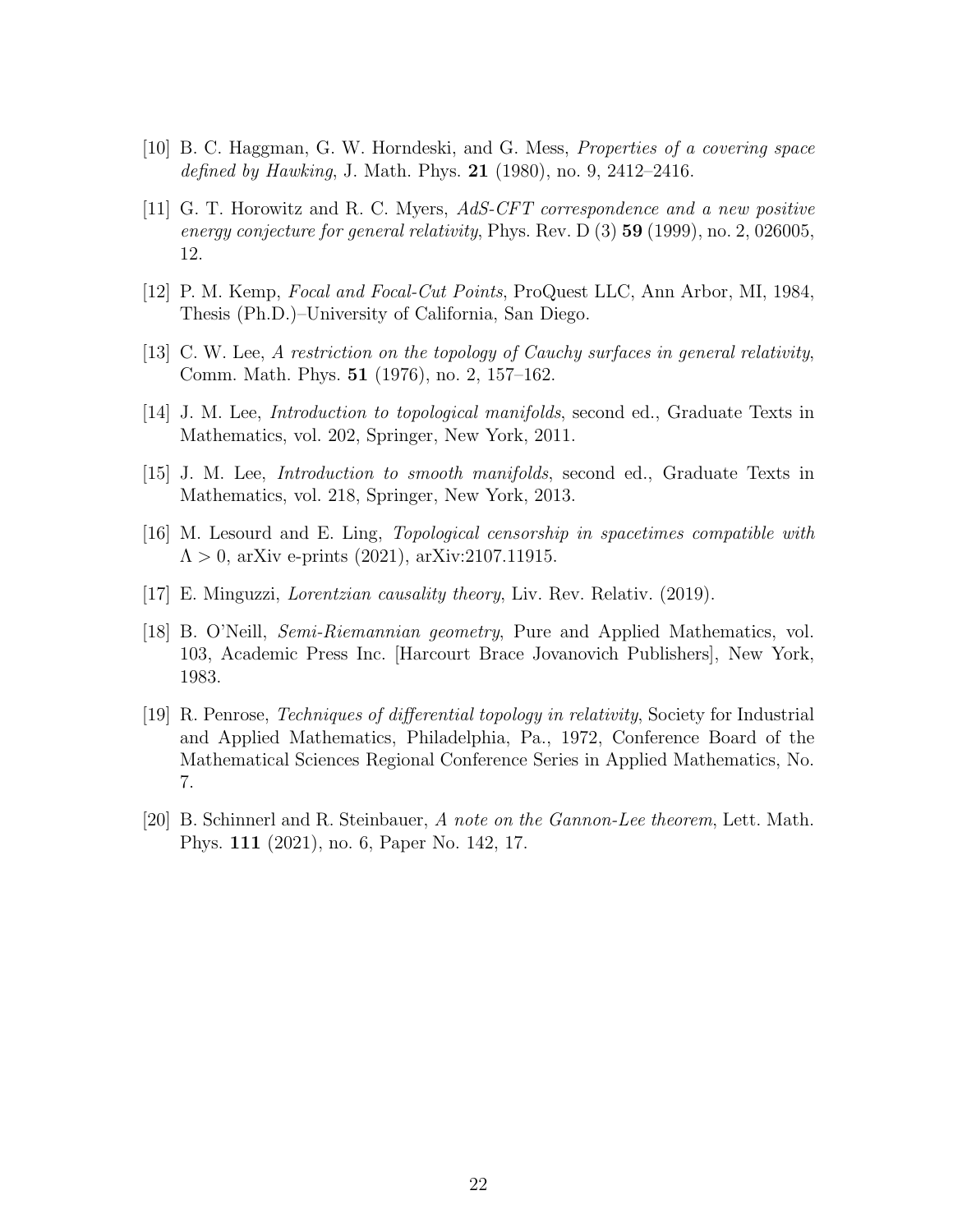[10] B. C. Haggman, G. W. Horndeski, and G. Mess, *Properties of a covering space defined by Hawking*, J. Math. Phys. **21** (1980), no. 9, 2412–2416.

[11] G. T. Horowitz and R. C. Myers, *AdS-CFT correspondence and a new positive energy conjecture for general relativity*, Phys. Rev. D (3) **59** (1999), no. 2, 026005, 12.

[12] P. M. Kemp, *Focal and Focal-Cut Points*, ProQuest LLC, Ann Arbor, MI, 1984, Thesis (Ph.D.)–University of California, San Diego.

[13] C. W. Lee, *A restriction on the topology of Cauchy surfaces in general relativity*, Comm. Math. Phys. **51** (1976), no. 2, 157–162.

[14] J. M. Lee, *Introduction to topological manifolds*, second ed., Graduate Texts in Mathematics, vol. 202, Springer, New York, 2011.

[15] J. M. Lee, *Introduction to smooth manifolds*, second ed., Graduate Texts in Mathematics, vol. 218, Springer, New York, 2013.

[16] M. Lesourd and E. Ling, *Topological censorship in spacetimes compatible with* $\Lambda > 0$, arXiv e-prints (2021), arXiv:2107.11915.

[17] E. Minguzzi, *Lorentzian causality theory*, Liv. Rev. Relativ. (2019).

[18] B. O'Neill, *Semi-Riemannian geometry*, Pure and Applied Mathematics, vol. 103, Academic Press Inc. [Harcourt Brace Jovanovich Publishers], New York, 1983.

[19] R. Penrose, *Techniques of differential topology in relativity*, Society for Industrial and Applied Mathematics, Philadelphia, Pa., 1972, Conference Board of the Mathematical Sciences Regional Conference Series in Applied Mathematics, No. 7.

[20] B. Schinnerl and R. Steinbauer, *A note on the Gannon-Lee theorem*, Lett. Math. Phys. **111** (2021), no. 6, Paper No. 142, 17.